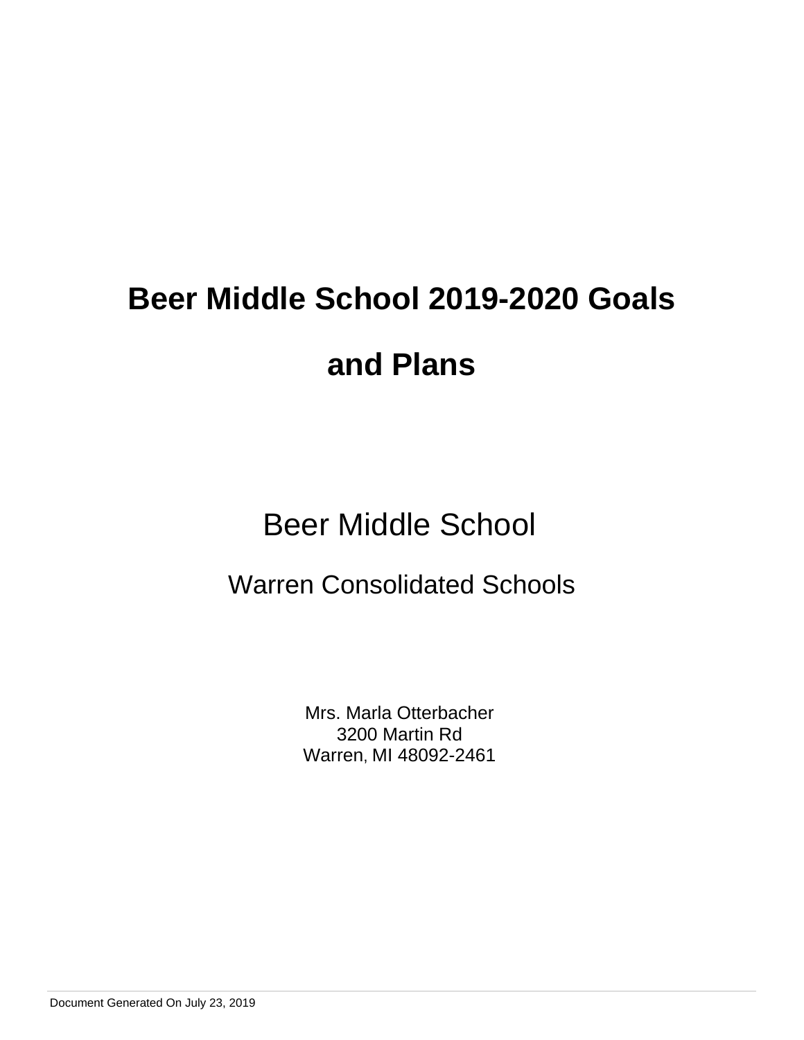# Beer Middle School 2019-2020 Goals and Plans

## Beer Middle School

### Warren Consolidated Schools

Mrs. Marla Otterbacher
3200 Martin Rd
Warren, MI 48092-2461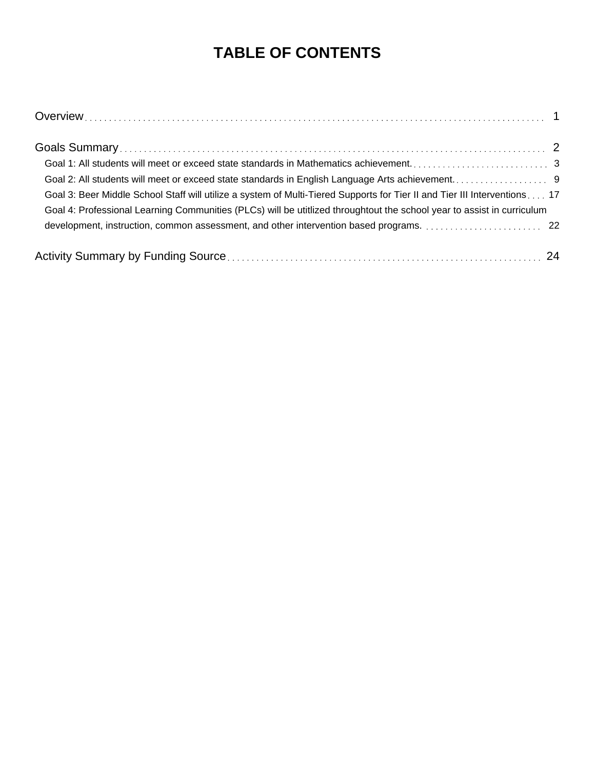# TABLE OF CONTENTS

Overview ........................................................................................................ 1

Goals Summary ................................................................................................ 2

- Goal 1: All students will meet or exceed state standards in Mathematics achievement. ............................ 3
- Goal 2: All students will meet or exceed state standards in English Language Arts achievement. .................... 9
- Goal 3: Beer Middle School Staff will utilize a system of Multi-Tiered Supports for Tier II and Tier III Interventions .... 17
- Goal 4: Professional Learning Communities (PLCs) will be utitlized throughtout the school year to assist in curriculum development, instruction, common assessment, and other intervention based programs. ......................... 22

Activity Summary by Funding Source ................................................................. 24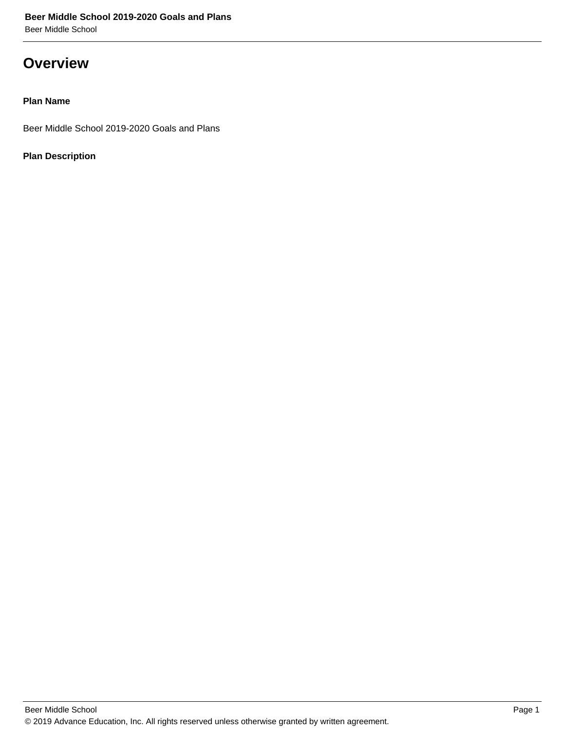# Overview

**Plan Name**

Beer Middle School 2019-2020 Goals and Plans

**Plan Description**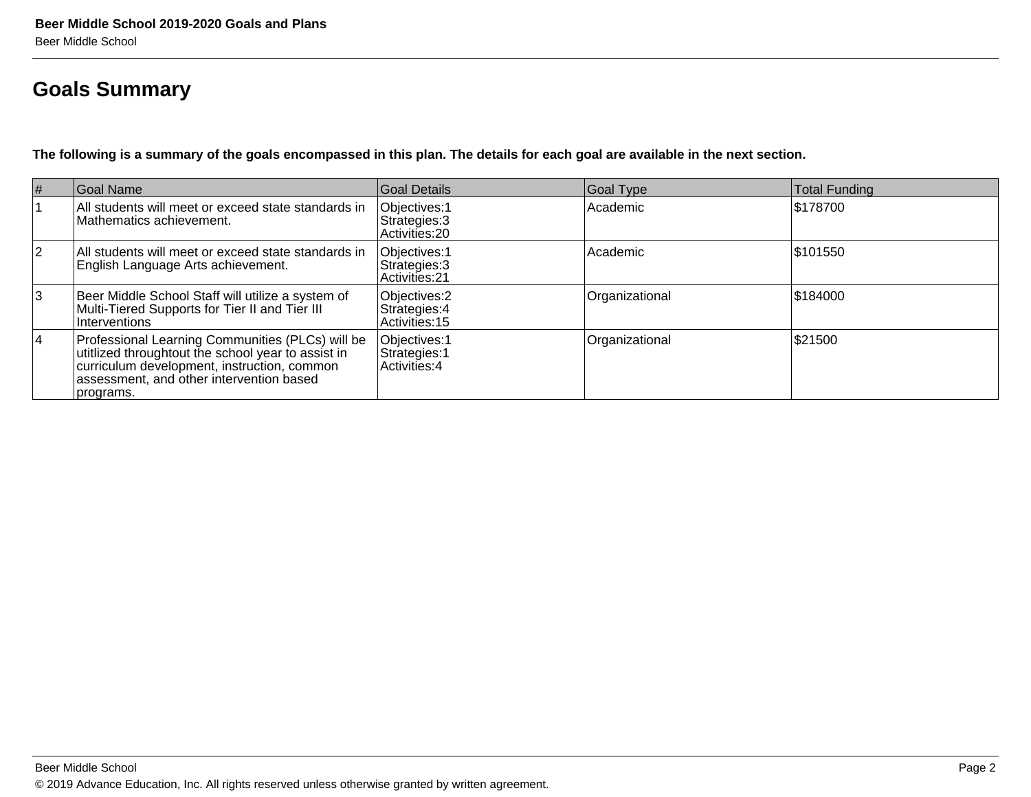## Goals Summary

**The following is a summary of the goals encompassed in this plan. The details for each goal are available in the next section.**

| # | Goal Name | Goal Details | Goal Type | Total Funding |
|---|---|---|---|---|
| 1 | All students will meet or exceed state standards in Mathematics achievement. | Objectives:1<br>Strategies:3<br>Activities:20 | Academic | $178700 |
| 2 | All students will meet or exceed state standards in English Language Arts achievement. | Objectives:1<br>Strategies:3<br>Activities:21 | Academic | $101550 |
| 3 | Beer Middle School Staff will utilize a system of Multi-Tiered Supports for Tier II and Tier III Interventions | Objectives:2<br>Strategies:4<br>Activities:15 | Organizational | $184000 |
| 4 | Professional Learning Communities (PLCs) will be utitlized throughtout the school year to assist in curriculum development, instruction, common assessment, and other intervention based programs. | Objectives:1<br>Strategies:1<br>Activities:4 | Organizational | $21500 |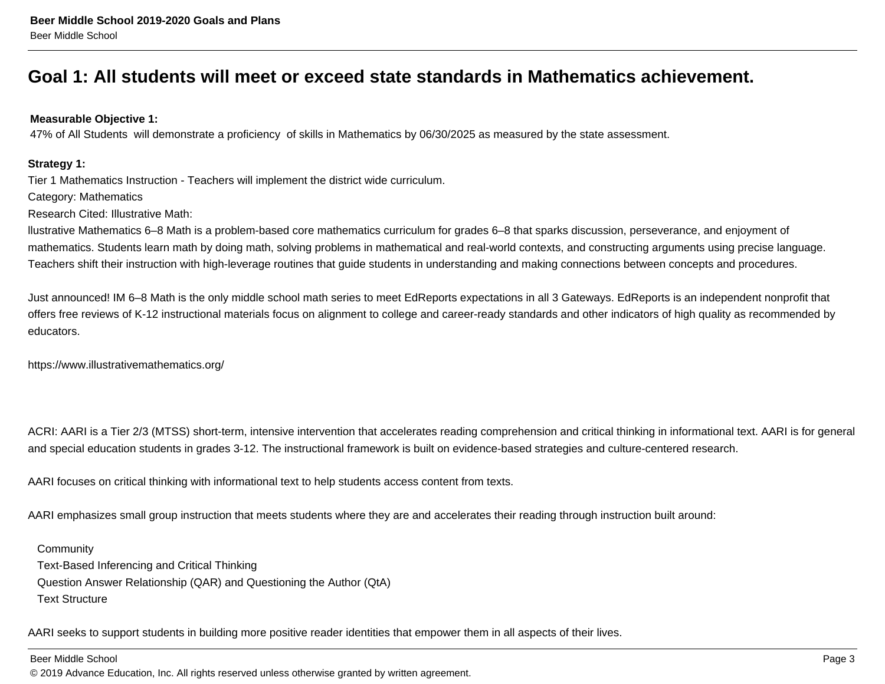## Goal 1: All students will meet or exceed state standards in Mathematics achievement.

**Measurable Objective 1:**
47% of All Students will demonstrate a proficiency of skills in Mathematics by 06/30/2025 as measured by the state assessment.

**Strategy 1:**
Tier 1 Mathematics Instruction - Teachers will implement the district wide curriculum.
Category: Mathematics
Research Cited: Illustrative Math:
llustrative Mathematics 6–8 Math is a problem-based core mathematics curriculum for grades 6–8 that sparks discussion, perseverance, and enjoyment of mathematics. Students learn math by doing math, solving problems in mathematical and real-world contexts, and constructing arguments using precise language. Teachers shift their instruction with high-leverage routines that guide students in understanding and making connections between concepts and procedures.

Just announced! IM 6–8 Math is the only middle school math series to meet EdReports expectations in all 3 Gateways. EdReports is an independent nonprofit that offers free reviews of K-12 instructional materials focus on alignment to college and career-ready standards and other indicators of high quality as recommended by educators.

https://www.illustrativemathematics.org/

ACRI: AARI is a Tier 2/3 (MTSS) short-term, intensive intervention that accelerates reading comprehension and critical thinking in informational text. AARI is for general and special education students in grades 3-12. The instructional framework is built on evidence-based strategies and culture-centered research.

AARI focuses on critical thinking with informational text to help students access content from texts.

AARI emphasizes small group instruction that meets students where they are and accelerates their reading through instruction built around:

- Community
- Text-Based Inferencing and Critical Thinking
- Question Answer Relationship (QAR) and Questioning the Author (QtA)
- Text Structure

AARI seeks to support students in building more positive reader identities that empower them in all aspects of their lives.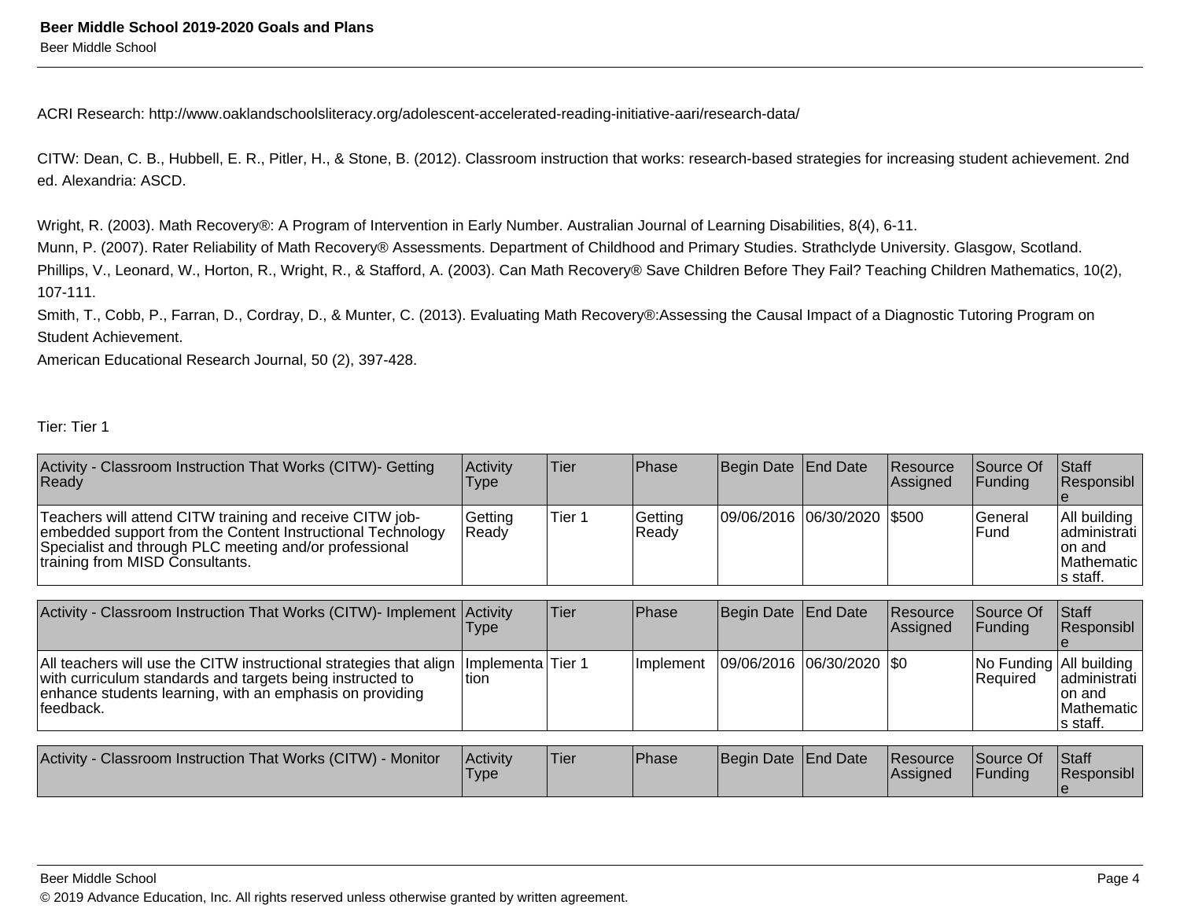ACRI Research: http://www.oaklandschoolsliteracy.org/adolescent-accelerated-reading-initiative-aari/research-data/

CITW: Dean, C. B., Hubbell, E. R., Pitler, H., & Stone, B. (2012). Classroom instruction that works: research-based strategies for increasing student achievement. 2nd ed. Alexandria: ASCD.

Wright, R. (2003). Math Recovery®: A Program of Intervention in Early Number. Australian Journal of Learning Disabilities, 8(4), 6-11.
Munn, P. (2007). Rater Reliability of Math Recovery® Assessments. Department of Childhood and Primary Studies. Strathclyde University. Glasgow, Scotland.
Phillips, V., Leonard, W., Horton, R., Wright, R., & Stafford, A. (2003). Can Math Recovery® Save Children Before They Fail? Teaching Children Mathematics, 10(2), 107-111.
Smith, T., Cobb, P., Farran, D., Cordray, D., & Munter, C. (2013). Evaluating Math Recovery®:Assessing the Causal Impact of a Diagnostic Tutoring Program on Student Achievement.
American Educational Research Journal, 50 (2), 397-428.

Tier: Tier 1

| Activity - Classroom Instruction That Works (CITW)- Getting Ready | Activity Type | Tier | Phase | Begin Date | End Date | Resource Assigned | Source Of Funding | Staff Responsible |
|---|---|---|---|---|---|---|---|---|
| Teachers will attend CITW training and receive CITW job-embedded support from the Content Instructional Technology Specialist and through PLC meeting and/or professional training from MISD Consultants. | Getting Ready | Tier 1 | Getting Ready | 09/06/2016 | 06/30/2020 | $500 | General Fund | All building administration and Mathematics staff. |

| Activity - Classroom Instruction That Works (CITW)- Implement | Activity Type | Tier | Phase | Begin Date | End Date | Resource Assigned | Source Of Funding | Staff Responsible |
|---|---|---|---|---|---|---|---|---|
| All teachers will use the CITW instructional strategies that align with curriculum standards and targets being instructed to enhance students learning, with an emphasis on providing feedback. | Implementation | Tier 1 | Implement | 09/06/2016 | 06/30/2020 | $0 | No Funding Required | All building administration and Mathematics staff. |

| Activity - Classroom Instruction That Works (CITW) - Monitor | Activity Type | Tier | Phase | Begin Date | End Date | Resource Assigned | Source Of Funding | Staff Responsible |
|---|---|---|---|---|---|---|---|---|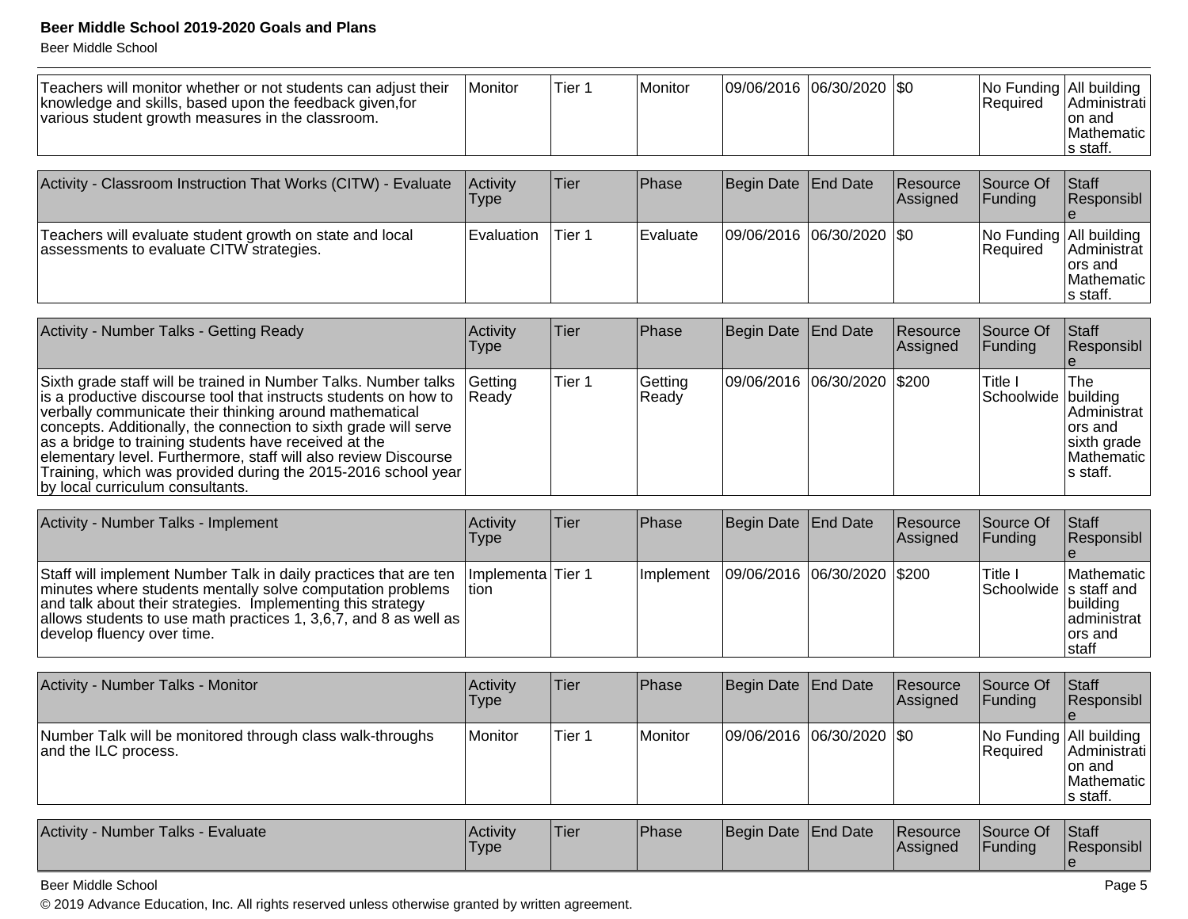| | | | | | | | | |
|---|---|---|---|---|---|---|---|---|
| Teachers will monitor whether or not students can adjust their knowledge and skills, based upon the feedback given,for various student growth measures in the classroom. | Monitor | Tier 1 | Monitor | 09/06/2016 | 06/30/2020 | $0 | No Funding Required | All building Administration and Mathematics staff. |

| Activity - Classroom Instruction That Works (CITW) - Evaluate | Activity Type | Tier | Phase | Begin Date | End Date | Resource Assigned | Source Of Funding | Staff Responsible |
|---|---|---|---|---|---|---|---|---|
| Teachers will evaluate student growth on state and local assessments to evaluate CITW strategies. | Evaluation | Tier 1 | Evaluate | 09/06/2016 | 06/30/2020 | $0 | No Funding Required | All building Administrators and Mathematics staff. |

| Activity - Number Talks - Getting Ready | Activity Type | Tier | Phase | Begin Date | End Date | Resource Assigned | Source Of Funding | Staff Responsible |
|---|---|---|---|---|---|---|---|---|
| Sixth grade staff will be trained in Number Talks. Number talks is a productive discourse tool that instructs students on how to verbally communicate their thinking around mathematical concepts. Additionally, the connection to sixth grade will serve as a bridge to training students have received at the elementary level. Furthermore, staff will also review Discourse Training, which was provided during the 2015-2016 school year by local curriculum consultants. | Getting Ready | Tier 1 | Getting Ready | 09/06/2016 | 06/30/2020 | $200 | Title I Schoolwide | The building Administrators and sixth grade Mathematics staff. |

| Activity - Number Talks - Implement | Activity Type | Tier | Phase | Begin Date | End Date | Resource Assigned | Source Of Funding | Staff Responsible |
|---|---|---|---|---|---|---|---|---|
| Staff will implement Number Talk in daily practices that are ten minutes where students mentally solve computation problems and talk about their strategies. Implementing this strategy allows students to use math practices 1, 3,6,7, and 8 as well as develop fluency over time. | Implementation | Tier 1 | Implement | 09/06/2016 | 06/30/2020 | $200 | Title I Schoolwide | Mathematics staff and building administrators and staff |

| Activity - Number Talks - Monitor | Activity Type | Tier | Phase | Begin Date | End Date | Resource Assigned | Source Of Funding | Staff Responsible |
|---|---|---|---|---|---|---|---|---|
| Number Talk will be monitored through class walk-throughs and the ILC process. | Monitor | Tier 1 | Monitor | 09/06/2016 | 06/30/2020 | $0 | No Funding Required | All building Administration and Mathematics staff. |

| Activity - Number Talks - Evaluate | Activity Type | Tier | Phase | Begin Date | End Date | Resource Assigned | Source Of Funding | Staff Responsible |
|---|---|---|---|---|---|---|---|---|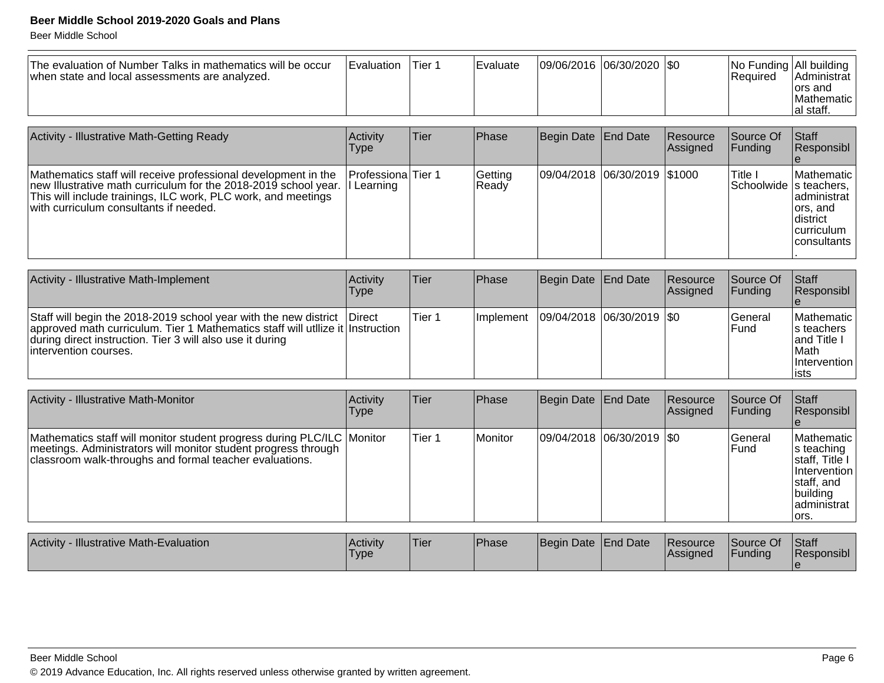| | | | | | | | | |
|---|---|---|---|---|---|---|---|---|
| The evaluation of Number Talks in mathematics will be occur when state and local assessments are analyzed. | Evaluation | Tier 1 | Evaluate | 09/06/2016 | 06/30/2020 | $0 | No Funding Required | All building Administrators and Mathematical staff. |

| Activity - Illustrative Math-Getting Ready | Activity Type | Tier | Phase | Begin Date | End Date | Resource Assigned | Source Of Funding | Staff Responsible |
|---|---|---|---|---|---|---|---|---|
| Mathematics staff will receive professional development in the new Illustrative math curriculum for the 2018-2019 school year. This will include trainings, ILC work, PLC work, and meetings with curriculum consultants if needed. | Professional Learning | Tier 1 | Getting Ready | 09/04/2018 | 06/30/2019 | $1000 | Title I Schoolwide | Mathematics teachers, administrators, and district curriculum consultants. |

| Activity - Illustrative Math-Implement | Activity Type | Tier | Phase | Begin Date | End Date | Resource Assigned | Source Of Funding | Staff Responsible |
|---|---|---|---|---|---|---|---|---|
| Staff will begin the 2018-2019 school year with the new district approved math curriculum. Tier 1 Mathematics staff will utllize it during direct instruction. Tier 3 will also use it during intervention courses. | Direct Instruction | Tier 1 | Implement | 09/04/2018 | 06/30/2019 | $0 | General Fund | Mathematics teachers and Title I Math Interventionists |

| Activity - Illustrative Math-Monitor | Activity Type | Tier | Phase | Begin Date | End Date | Resource Assigned | Source Of Funding | Staff Responsible |
|---|---|---|---|---|---|---|---|---|
| Mathematics staff will monitor student progress during PLC/ILC meetings. Administrators will monitor student progress through classroom walk-throughs and formal teacher evaluations. | Monitor | Tier 1 | Monitor | 09/04/2018 | 06/30/2019 | $0 | General Fund | Mathematics teaching staff, Title I Intervention staff, and building administrators. |

| Activity - Illustrative Math-Evaluation | Activity Type | Tier | Phase | Begin Date | End Date | Resource Assigned | Source Of Funding | Staff Responsible |
|---|---|---|---|---|---|---|---|---|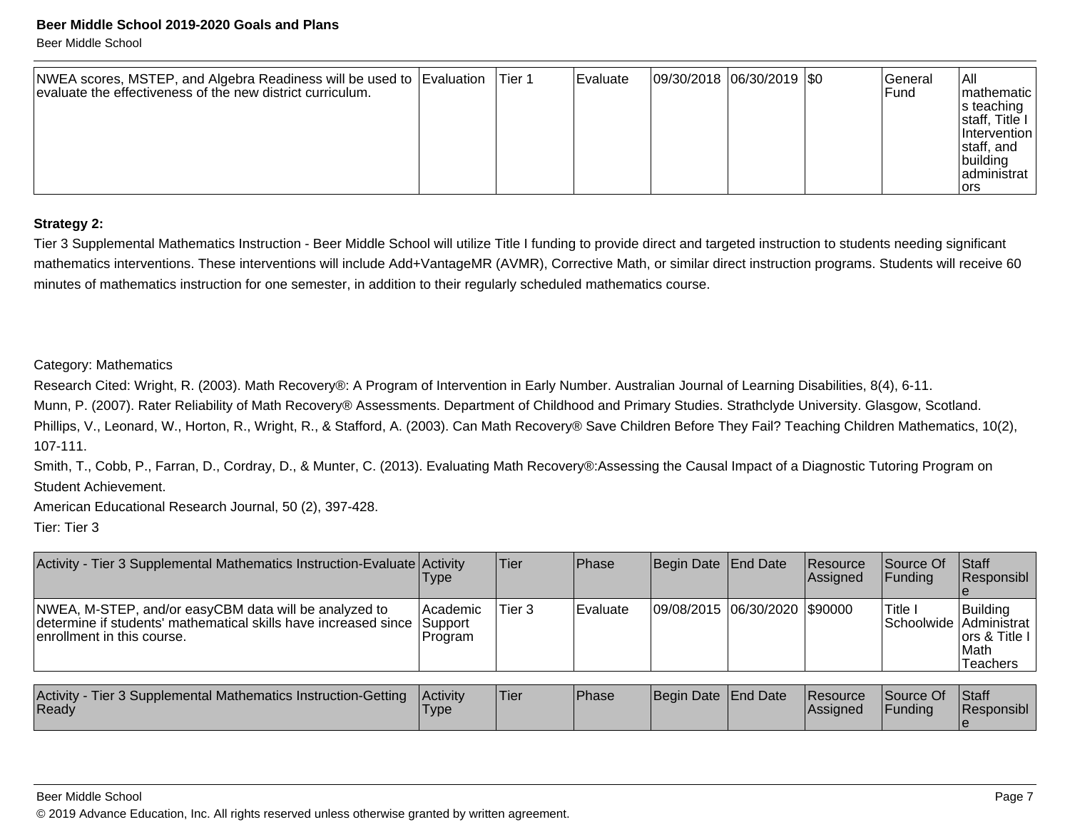| NWEA scores, MSTEP, and Algebra Readiness will be used to evaluate the effectiveness of the new district curriculum. | Evaluation | Tier 1 | Evaluate | 09/30/2018 | 06/30/2019 | $0 | General Fund | All mathematics teaching staff, Title I Intervention staff, and building administrators |
|---|---|---|---|---|---|---|---|---|

**Strategy 2:**

Tier 3 Supplemental Mathematics Instruction - Beer Middle School will utilize Title I funding to provide direct and targeted instruction to students needing significant mathematics interventions. These interventions will include Add+VantageMR (AVMR), Corrective Math, or similar direct instruction programs. Students will receive 60 minutes of mathematics instruction for one semester, in addition to their regularly scheduled mathematics course.

Category: Mathematics

Research Cited: Wright, R. (2003). Math Recovery®: A Program of Intervention in Early Number. Australian Journal of Learning Disabilities, 8(4), 6-11.

Munn, P. (2007). Rater Reliability of Math Recovery® Assessments. Department of Childhood and Primary Studies. Strathclyde University. Glasgow, Scotland.

Phillips, V., Leonard, W., Horton, R., Wright, R., & Stafford, A. (2003). Can Math Recovery® Save Children Before They Fail? Teaching Children Mathematics, 10(2), 107-111.

Smith, T., Cobb, P., Farran, D., Cordray, D., & Munter, C. (2013). Evaluating Math Recovery®:Assessing the Causal Impact of a Diagnostic Tutoring Program on Student Achievement.

American Educational Research Journal, 50 (2), 397-428.

Tier: Tier 3

| Activity - Tier 3 Supplemental Mathematics Instruction-Evaluate | Activity Type | Tier | Phase | Begin Date | End Date | Resource Assigned | Source Of Funding | Staff Responsible |
|---|---|---|---|---|---|---|---|---|
| NWEA, M-STEP, and/or easyCBM data will be analyzed to determine if students' mathematical skills have increased since enrollment in this course. | Academic Support Program | Tier 3 | Evaluate | 09/08/2015 | 06/30/2020 | $90000 | Title I Schoolwide | Building Administrators & Title I Math Teachers |

| Activity - Tier 3 Supplemental Mathematics Instruction-Getting Ready | Activity Type | Tier | Phase | Begin Date | End Date | Resource Assigned | Source Of Funding | Staff Responsible |
|---|---|---|---|---|---|---|---|---|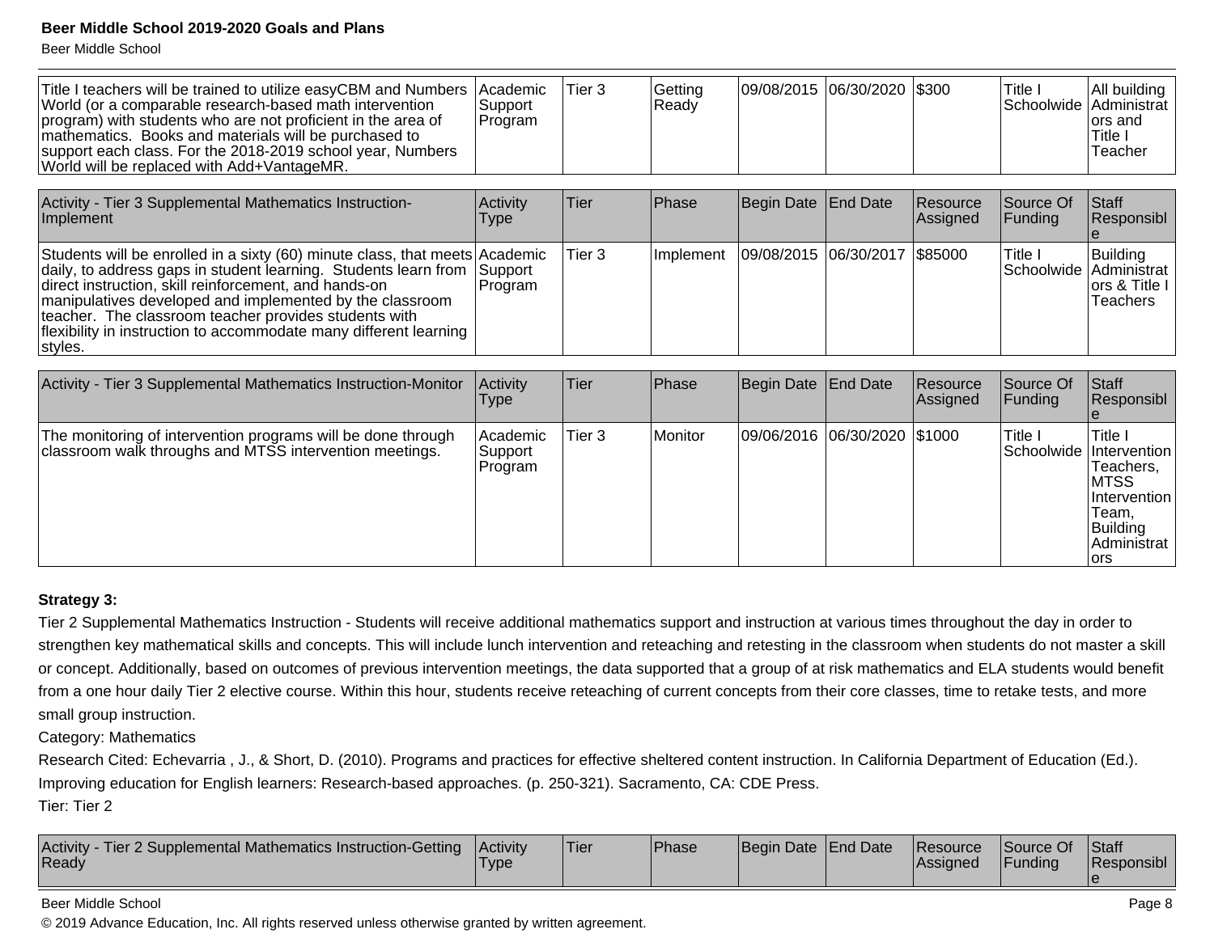| | | | | | | | | |
|---|---|---|---|---|---|---|---|---|
| Title I teachers will be trained to utilize easyCBM and Numbers World (or a comparable research-based math intervention program) with students who are not proficient in the area of mathematics. Books and materials will be purchased to support each class. For the 2018-2019 school year, Numbers World will be replaced with Add+VantageMR. | Academic Support Program | Tier 3 | Getting Ready | 09/08/2015 | 06/30/2020 | $300 | Title I Schoolwide | All building Administrators and Title I Teacher |

| Activity - Tier 3 Supplemental Mathematics Instruction-Implement | Activity Type | Tier | Phase | Begin Date | End Date | Resource Assigned | Source Of Funding | Staff Responsible |
|---|---|---|---|---|---|---|---|---|
| Students will be enrolled in a sixty (60) minute class, that meets daily, to address gaps in student learning. Students learn from direct instruction, skill reinforcement, and hands-on manipulatives developed and implemented by the classroom teacher. The classroom teacher provides students with flexibility in instruction to accommodate many different learning styles. | Academic Support Program | Tier 3 | Implement | 09/08/2015 | 06/30/2017 | $85000 | Title I Schoolwide | Building Administrators & Title I Teachers |

| Activity - Tier 3 Supplemental Mathematics Instruction-Monitor | Activity Type | Tier | Phase | Begin Date | End Date | Resource Assigned | Source Of Funding | Staff Responsible |
|---|---|---|---|---|---|---|---|---|
| The monitoring of intervention programs will be done through classroom walk throughs and MTSS intervention meetings. | Academic Support Program | Tier 3 | Monitor | 09/06/2016 | 06/30/2020 | $1000 | Title I Schoolwide | Title I Intervention Teachers, MTSS Intervention Team, Building Administrators |

**Strategy 3:**

Tier 2 Supplemental Mathematics Instruction - Students will receive additional mathematics support and instruction at various times throughout the day in order to strengthen key mathematical skills and concepts. This will include lunch intervention and reteaching and retesting in the classroom when students do not master a skill or concept. Additionally, based on outcomes of previous intervention meetings, the data supported that a group of at risk mathematics and ELA students would benefit from a one hour daily Tier 2 elective course. Within this hour, students receive reteaching of current concepts from their core classes, time to retake tests, and more small group instruction.

Category: Mathematics

Research Cited: Echevarria , J., & Short, D. (2010). Programs and practices for effective sheltered content instruction. In California Department of Education (Ed.). Improving education for English learners: Research-based approaches. (p. 250-321). Sacramento, CA: CDE Press.

Tier: Tier 2

| Activity - Tier 2 Supplemental Mathematics Instruction-Getting Ready | Activity Type | Tier | Phase | Begin Date | End Date | Resource Assigned | Source Of Funding | Staff Responsible |
|---|---|---|---|---|---|---|---|---|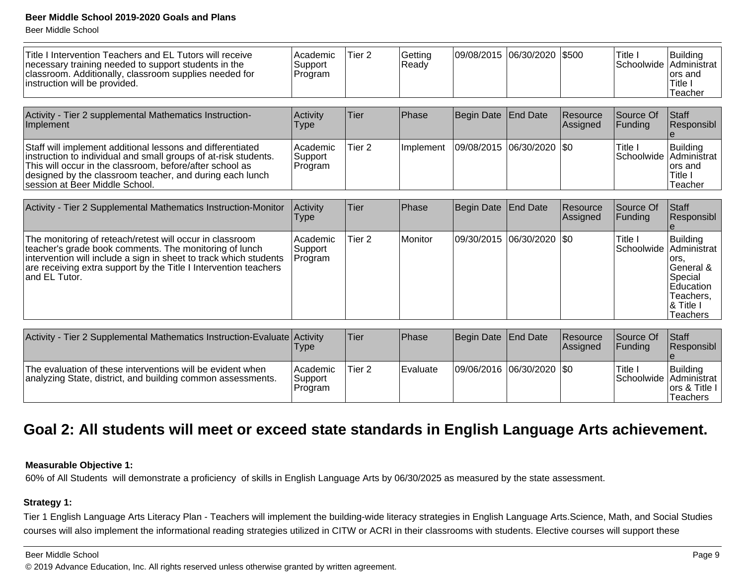| Title I Intervention Teachers and EL Tutors will receive necessary training needed to support students in the classroom. Additionally, classroom supplies needed for instruction will be provided. | Academic Support Program | Tier 2 | Getting Ready | 09/08/2015 | 06/30/2020 | $500 | Title I Schoolwide | Building Administrators and Title I Teacher |
|---|---|---|---|---|---|---|---|---|

| Activity - Tier 2 supplemental Mathematics Instruction-Implement | Activity Type | Tier | Phase | Begin Date | End Date | Resource Assigned | Source Of Funding | Staff Responsible |
|---|---|---|---|---|---|---|---|---|
| Staff will implement additional lessons and differentiated instruction to individual and small groups of at-risk students. This will occur in the classroom, before/after school as designed by the classroom teacher, and during each lunch session at Beer Middle School. | Academic Support Program | Tier 2 | Implement | 09/08/2015 | 06/30/2020 | $0 | Title I Schoolwide | Building Administrators and Title I Teacher |

| Activity - Tier 2 Supplemental Mathematics Instruction-Monitor | Activity Type | Tier | Phase | Begin Date | End Date | Resource Assigned | Source Of Funding | Staff Responsible |
|---|---|---|---|---|---|---|---|---|
| The monitoring of reteach/retest will occur in classroom teacher's grade book comments. The monitoring of lunch intervention will include a sign in sheet to track which students are receiving extra support by the Title I Intervention teachers and EL Tutor. | Academic Support Program | Tier 2 | Monitor | 09/30/2015 | 06/30/2020 | $0 | Title I Schoolwide | Building Administrators, General & Special Education Teachers, & Title I Teachers |

| Activity - Tier 2 Supplemental Mathematics Instruction-Evaluate | Activity Type | Tier | Phase | Begin Date | End Date | Resource Assigned | Source Of Funding | Staff Responsible |
|---|---|---|---|---|---|---|---|---|
| The evaluation of these interventions will be evident when analyzing State, district, and building common assessments. | Academic Support Program | Tier 2 | Evaluate | 09/06/2016 | 06/30/2020 | $0 | Title I Schoolwide | Building Administrators & Title I Teachers |

## Goal 2: All students will meet or exceed state standards in English Language Arts achievement.

**Measurable Objective 1:**

60% of All Students will demonstrate a proficiency of skills in English Language Arts by 06/30/2025 as measured by the state assessment.

**Strategy 1:**

Tier 1 English Language Arts Literacy Plan - Teachers will implement the building-wide literacy strategies in English Language Arts.Science, Math, and Social Studies courses will also implement the informational reading strategies utilized in CITW or ACRI in their classrooms with students. Elective courses will support these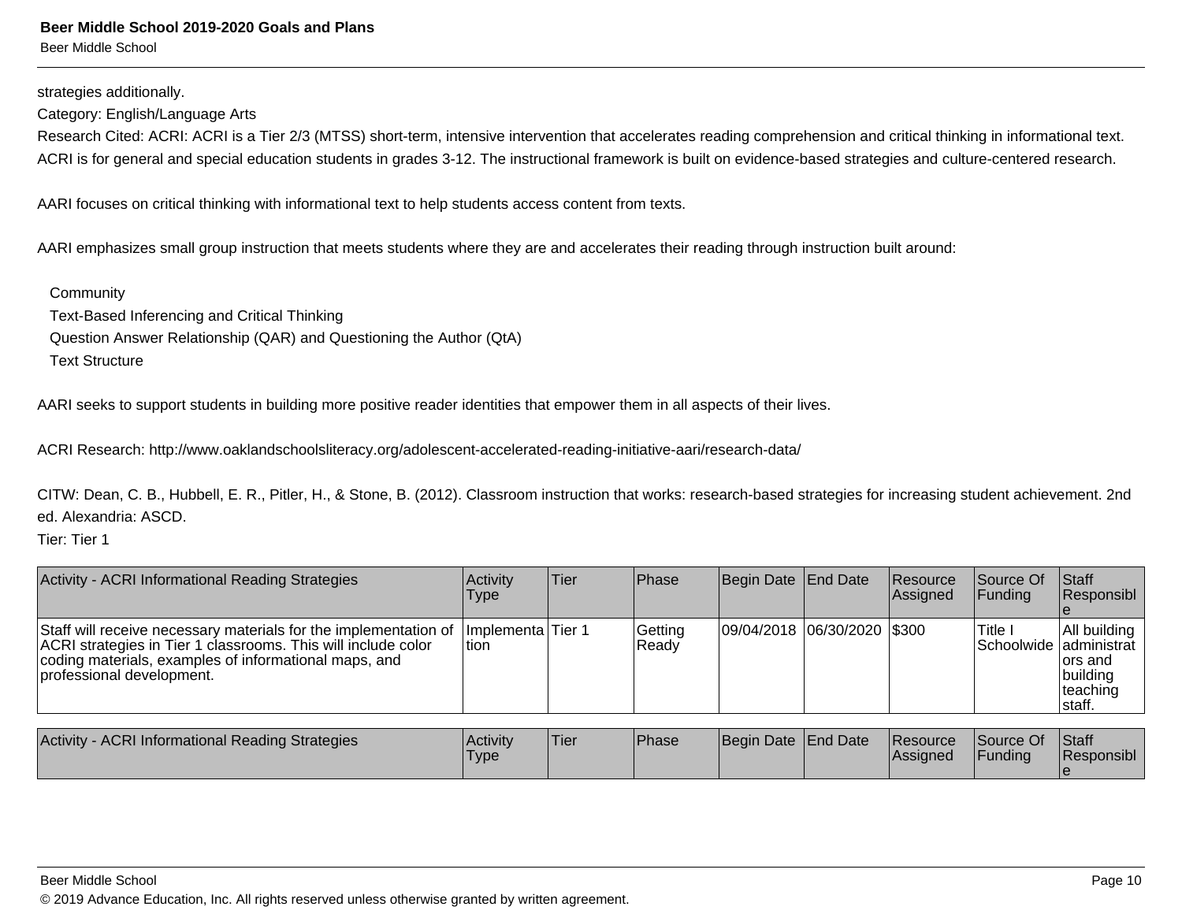strategies additionally.

Category: English/Language Arts

Research Cited: ACRI: ACRI is a Tier 2/3 (MTSS) short-term, intensive intervention that accelerates reading comprehension and critical thinking in informational text. ACRI is for general and special education students in grades 3-12. The instructional framework is built on evidence-based strategies and culture-centered research.

AARI focuses on critical thinking with informational text to help students access content from texts.

AARI emphasizes small group instruction that meets students where they are and accelerates their reading through instruction built around:

Community
Text-Based Inferencing and Critical Thinking
Question Answer Relationship (QAR) and Questioning the Author (QtA)
Text Structure

AARI seeks to support students in building more positive reader identities that empower them in all aspects of their lives.

ACRI Research: http://www.oaklandschoolsliteracy.org/adolescent-accelerated-reading-initiative-aari/research-data/

CITW: Dean, C. B., Hubbell, E. R., Pitler, H., & Stone, B. (2012). Classroom instruction that works: research-based strategies for increasing student achievement. 2nd ed. Alexandria: ASCD.

Tier: Tier 1

| Activity - ACRI Informational Reading Strategies | Activity Type | Tier | Phase | Begin Date | End Date | Resource Assigned | Source Of Funding | Staff Responsible |
|---|---|---|---|---|---|---|---|---|
| Staff will receive necessary materials for the implementation of ACRI strategies in Tier 1 classrooms. This will include color coding materials, examples of informational maps, and professional development. | Implementation | Tier 1 | Getting Ready | 09/04/2018 | 06/30/2020 | $300 | Title I Schoolwide | All building administrators and building teaching staff. |

| Activity - ACRI Informational Reading Strategies | Activity Type | Tier | Phase | Begin Date | End Date | Resource Assigned | Source Of Funding | Staff Responsible |
|---|---|---|---|---|---|---|---|---|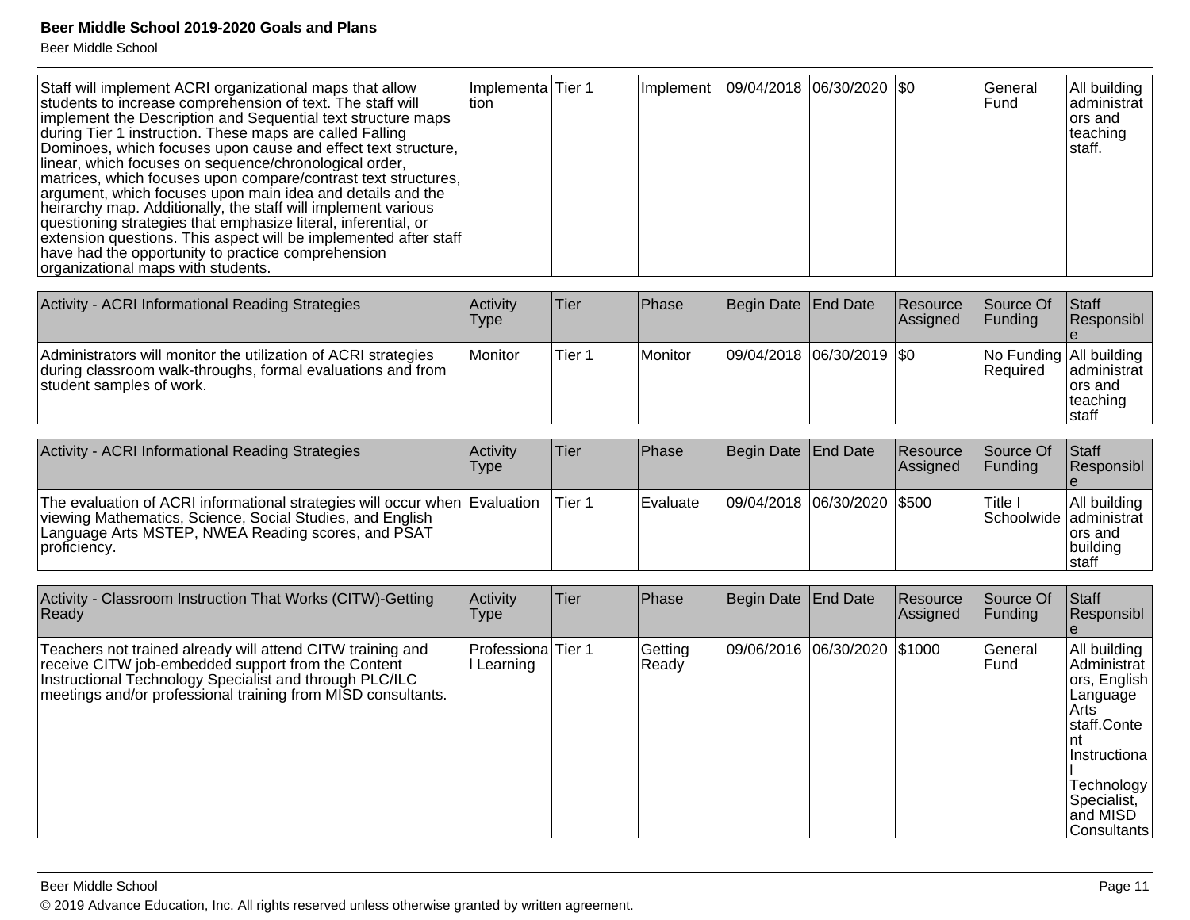| Staff will implement ACRI organizational maps that allow students to increase comprehension of text. The staff will implement the Description and Sequential text structure maps during Tier 1 instruction. These maps are called Falling Dominoes, which focuses upon cause and effect text structure, linear, which focuses on sequence/chronological order, matrices, which focuses upon compare/contrast text structures, argument, which focuses upon main idea and details and the heirarchy map. Additionally, the staff will implement various questioning strategies that emphasize literal, inferential, or extension questions. This aspect will be implemented after staff have had the opportunity to practice comprehension organizational maps with students. | Implementation | Tier 1 | Implement | 09/04/2018 | 06/30/2020 | $0 | General Fund | All building administrators and teaching staff. |
|---|---|---|---|---|---|---|---|---|

| Activity - ACRI Informational Reading Strategies | Activity Type | Tier | Phase | Begin Date | End Date | Resource Assigned | Source Of Funding | Staff Responsible |
|---|---|---|---|---|---|---|---|---|
| Administrators will monitor the utilization of ACRI strategies during classroom walk-throughs, formal evaluations and from student samples of work. | Monitor | Tier 1 | Monitor | 09/04/2018 | 06/30/2019 | $0 | No Funding Required | All building administrators and teaching staff |

| Activity - ACRI Informational Reading Strategies | Activity Type | Tier | Phase | Begin Date | End Date | Resource Assigned | Source Of Funding | Staff Responsible |
|---|---|---|---|---|---|---|---|---|
| The evaluation of ACRI informational strategies will occur when viewing Mathematics, Science, Social Studies, and English Language Arts MSTEP, NWEA Reading scores, and PSAT proficiency. | Evaluation | Tier 1 | Evaluate | 09/04/2018 | 06/30/2020 | $500 | Title I Schoolwide | All building administrators and building staff |

| Activity - Classroom Instruction That Works (CITW)-Getting Ready | Activity Type | Tier | Phase | Begin Date | End Date | Resource Assigned | Source Of Funding | Staff Responsible |
|---|---|---|---|---|---|---|---|---|
| Teachers not trained already will attend CITW training and receive CITW job-embedded support from the Content Instructional Technology Specialist and through PLC/ILC meetings and/or professional training from MISD consultants. | Professional Learning | Tier 1 | Getting Ready | 09/06/2016 | 06/30/2020 | $1000 | General Fund | All building Administrators, English Language Arts staff.Content Instructional Technology Specialist, and MISD Consultants |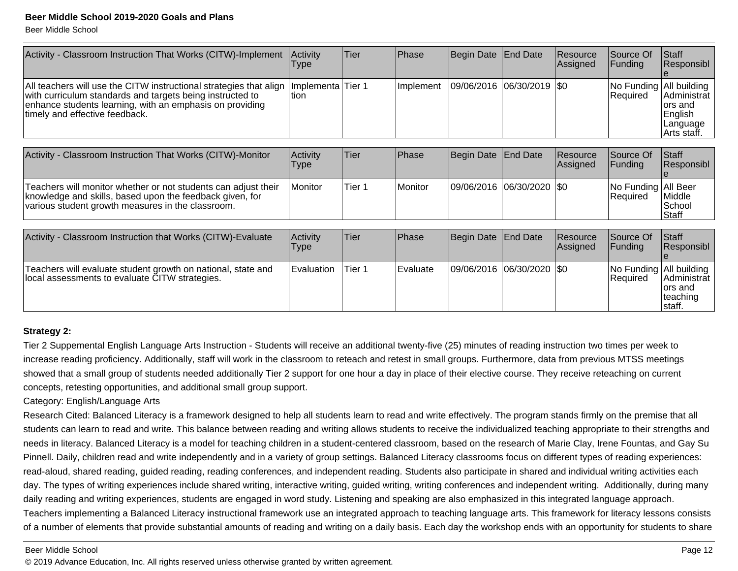| Activity - Classroom Instruction That Works (CITW)-Implement | Activity Type | Tier | Phase | Begin Date | End Date | Resource Assigned | Source Of Funding | Staff Responsible |
|---|---|---|---|---|---|---|---|---|
| All teachers will use the CITW instructional strategies that align with curriculum standards and targets being instructed to enhance students learning, with an emphasis on providing timely and effective feedback. | Implementation | Tier 1 | Implement | 09/06/2016 | 06/30/2019 | $0 | No Funding Required | All building Administrators and English Language Arts staff. |

| Activity - Classroom Instruction That Works (CITW)-Monitor | Activity Type | Tier | Phase | Begin Date | End Date | Resource Assigned | Source Of Funding | Staff Responsible |
|---|---|---|---|---|---|---|---|---|
| Teachers will monitor whether or not students can adjust their knowledge and skills, based upon the feedback given, for various student growth measures in the classroom. | Monitor | Tier 1 | Monitor | 09/06/2016 | 06/30/2020 | $0 | No Funding Required | All Beer Middle School Staff |

| Activity - Classroom Instruction that Works (CITW)-Evaluate | Activity Type | Tier | Phase | Begin Date | End Date | Resource Assigned | Source Of Funding | Staff Responsible |
|---|---|---|---|---|---|---|---|---|
| Teachers will evaluate student growth on national, state and local assessments to evaluate CITW strategies. | Evaluation | Tier 1 | Evaluate | 09/06/2016 | 06/30/2020 | $0 | No Funding Required | All building Administrators and teaching staff. |

**Strategy 2:**

Tier 2 Suppemental English Language Arts Instruction - Students will receive an additional twenty-five (25) minutes of reading instruction two times per week to increase reading proficiency. Additionally, staff will work in the classroom to reteach and retest in small groups. Furthermore, data from previous MTSS meetings showed that a small group of students needed additionally Tier 2 support for one hour a day in place of their elective course. They receive reteaching on current concepts, retesting opportunities, and additional small group support.

Category: English/Language Arts

Research Cited: Balanced Literacy is a framework designed to help all students learn to read and write effectively. The program stands firmly on the premise that all students can learn to read and write. This balance between reading and writing allows students to receive the individualized teaching appropriate to their strengths and needs in literacy. Balanced Literacy is a model for teaching children in a student-centered classroom, based on the research of Marie Clay, Irene Fountas, and Gay Su Pinnell. Daily, children read and write independently and in a variety of group settings. Balanced Literacy classrooms focus on different types of reading experiences: read-aloud, shared reading, guided reading, reading conferences, and independent reading. Students also participate in shared and individual writing activities each day. The types of writing experiences include shared writing, interactive writing, guided writing, writing conferences and independent writing. Additionally, during many daily reading and writing experiences, students are engaged in word study. Listening and speaking are also emphasized in this integrated language approach. Teachers implementing a Balanced Literacy instructional framework use an integrated approach to teaching language arts. This framework for literacy lessons consists of a number of elements that provide substantial amounts of reading and writing on a daily basis. Each day the workshop ends with an opportunity for students to share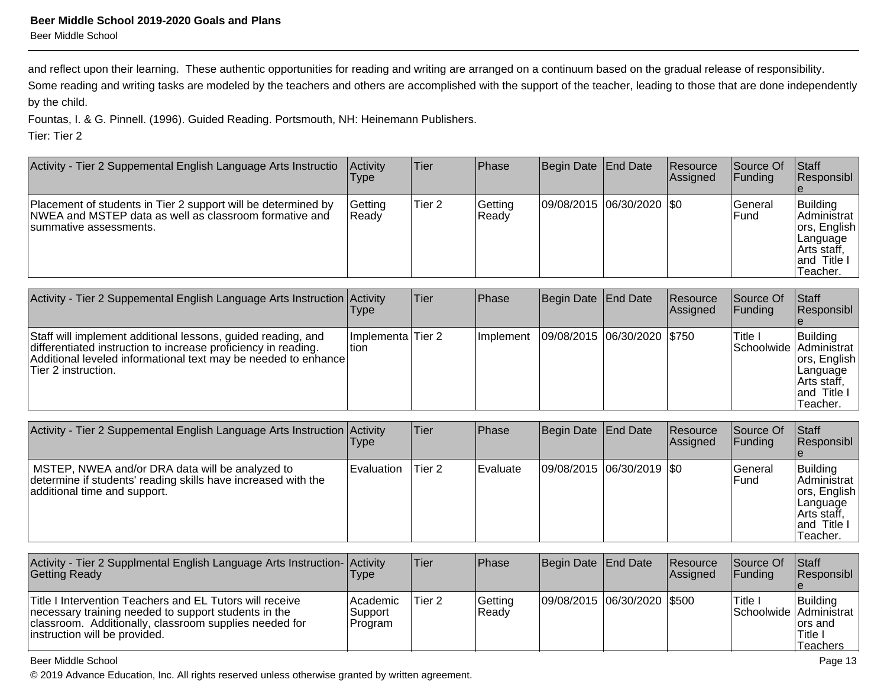and reflect upon their learning.  These authentic opportunities for reading and writing are arranged on a continuum based on the gradual release of responsibility.  Some reading and writing tasks are modeled by the teachers and others are accomplished with the support of the teacher, leading to those that are done independently by the child.

Fountas, I. & G. Pinnell. (1996). Guided Reading. Portsmouth, NH: Heinemann Publishers.

Tier: Tier 2

| Activity - Tier 2 Suppemental English Language Arts Instructio | Activity Type | Tier | Phase | Begin Date | End Date | Resource Assigned | Source Of Funding | Staff Responsible |
|---|---|---|---|---|---|---|---|---|
| Placement of students in Tier 2 support will be determined by NWEA and MSTEP data as well as classroom formative and summative assessments. | Getting Ready | Tier 2 | Getting Ready | 09/08/2015 | 06/30/2020 | $0 | General Fund | Building Administrators, English Language Arts staff, and Title I Teacher. |

| Activity - Tier 2 Suppemental English Language Arts Instruction | Activity Type | Tier | Phase | Begin Date | End Date | Resource Assigned | Source Of Funding | Staff Responsible |
|---|---|---|---|---|---|---|---|---|
| Staff will implement additional lessons, guided reading, and differentiated instruction to increase proficiency in reading. Additional leveled informational text may be needed to enhance Tier 2 instruction. | Implementation | Tier 2 | Implement | 09/08/2015 | 06/30/2020 | $750 | Title I Schoolwide | Building Administrators, English Language Arts staff, and Title I Teacher. |

| Activity - Tier 2 Suppemental English Language Arts Instruction | Activity Type | Tier | Phase | Begin Date | End Date | Resource Assigned | Source Of Funding | Staff Responsible |
|---|---|---|---|---|---|---|---|---|
| MSTEP, NWEA and/or DRA data will be analyzed to determine if students' reading skills have increased with the additional time and support. | Evaluation | Tier 2 | Evaluate | 09/08/2015 | 06/30/2019 | $0 | General Fund | Building Administrators, English Language Arts staff, and Title I Teacher. |

| Activity - Tier 2 Supplmental English Language Arts Instruction- Getting Ready | Activity Type | Tier | Phase | Begin Date | End Date | Resource Assigned | Source Of Funding | Staff Responsible |
|---|---|---|---|---|---|---|---|---|
| Title I Intervention Teachers and EL Tutors will receive necessary training needed to support students in the classroom.  Additionally, classroom supplies needed for instruction will be provided. | Academic Support Program | Tier 2 | Getting Ready | 09/08/2015 | 06/30/2020 | $500 | Title I Schoolwide | Building Administrators and Title I Teachers |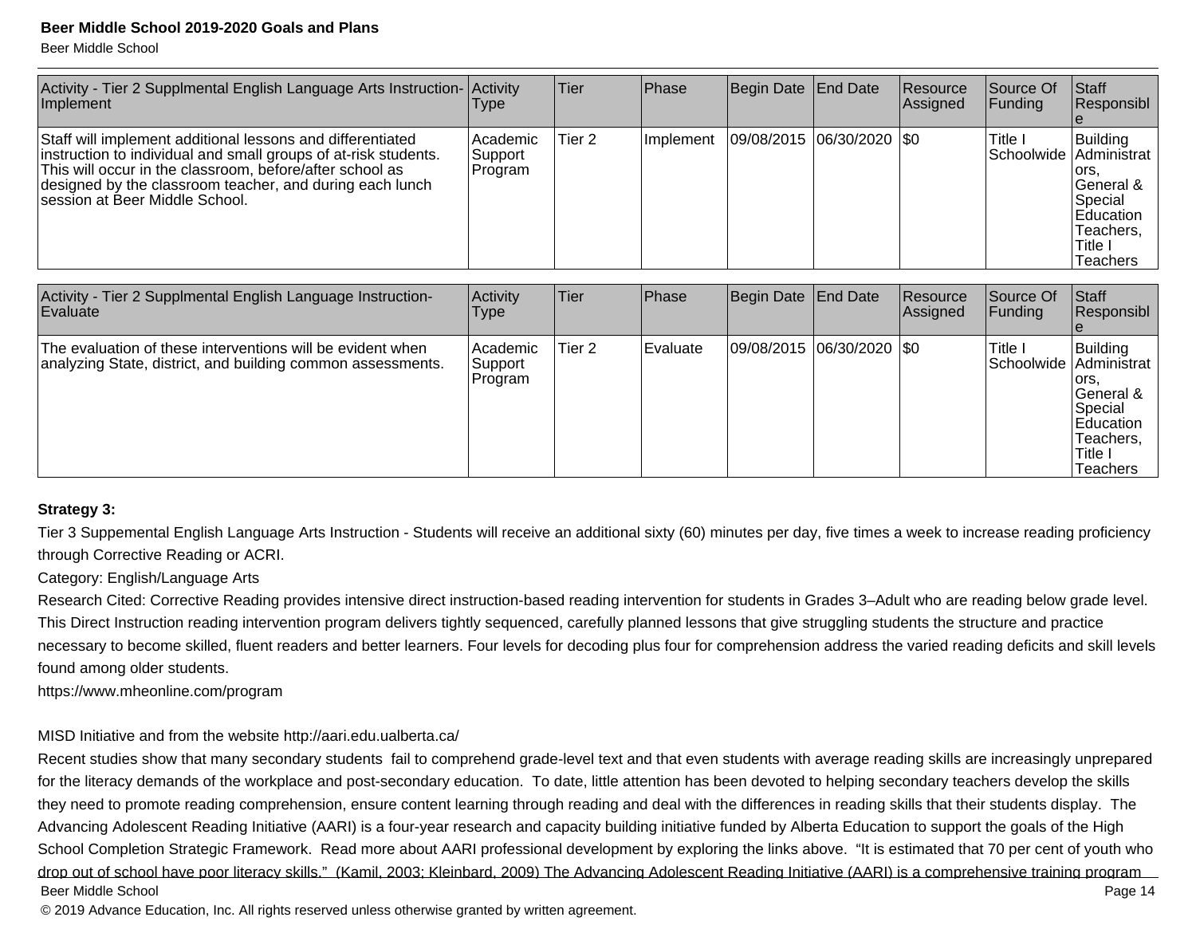| Activity - Tier 2 Supplmental English Language Arts Instruction-Implement | Activity Type | Tier | Phase | Begin Date | End Date | Resource Assigned | Source Of Funding | Staff Responsible |
|---|---|---|---|---|---|---|---|---|
| Staff will implement additional lessons and differentiated instruction to individual and small groups of at-risk students. This will occur in the classroom, before/after school as designed by the classroom teacher, and during each lunch session at Beer Middle School. | Academic Support Program | Tier 2 | Implement | 09/08/2015 | 06/30/2020 | $0 | Title I Schoolwide | Building Administrators, General & Special Education Teachers, Title I Teachers |

| Activity - Tier 2 Supplmental English Language Instruction-Evaluate | Activity Type | Tier | Phase | Begin Date | End Date | Resource Assigned | Source Of Funding | Staff Responsible |
|---|---|---|---|---|---|---|---|---|
| The evaluation of these interventions will be evident when analyzing State, district, and building common assessments. | Academic Support Program | Tier 2 | Evaluate | 09/08/2015 | 06/30/2020 | $0 | Title I Schoolwide | Building Administrators, General & Special Education Teachers, Title I Teachers |

**Strategy 3:**

Tier 3 Suppemental English Language Arts Instruction - Students will receive an additional sixty (60) minutes per day, five times a week to increase reading proficiency through Corrective Reading or ACRI.

Category: English/Language Arts

Research Cited: Corrective Reading provides intensive direct instruction-based reading intervention for students in Grades 3–Adult who are reading below grade level. This Direct Instruction reading intervention program delivers tightly sequenced, carefully planned lessons that give struggling students the structure and practice necessary to become skilled, fluent readers and better learners. Four levels for decoding plus four for comprehension address the varied reading deficits and skill levels found among older students.

https://www.mheonline.com/program

MISD Initiative and from the website http://aari.edu.ualberta.ca/

Recent studies show that many secondary students fail to comprehend grade-level text and that even students with average reading skills are increasingly unprepared for the literacy demands of the workplace and post-secondary education. To date, little attention has been devoted to helping secondary teachers develop the skills they need to promote reading comprehension, ensure content learning through reading and deal with the differences in reading skills that their students display. The Advancing Adolescent Reading Initiative (AARI) is a four-year research and capacity building initiative funded by Alberta Education to support the goals of the High School Completion Strategic Framework. Read more about AARI professional development by exploring the links above. "It is estimated that 70 per cent of youth who drop out of school have poor literacy skills." (Kamil, 2003; Kleinbard, 2009) The Advancing Adolescent Reading Initiative (AARI) is a comprehensive training program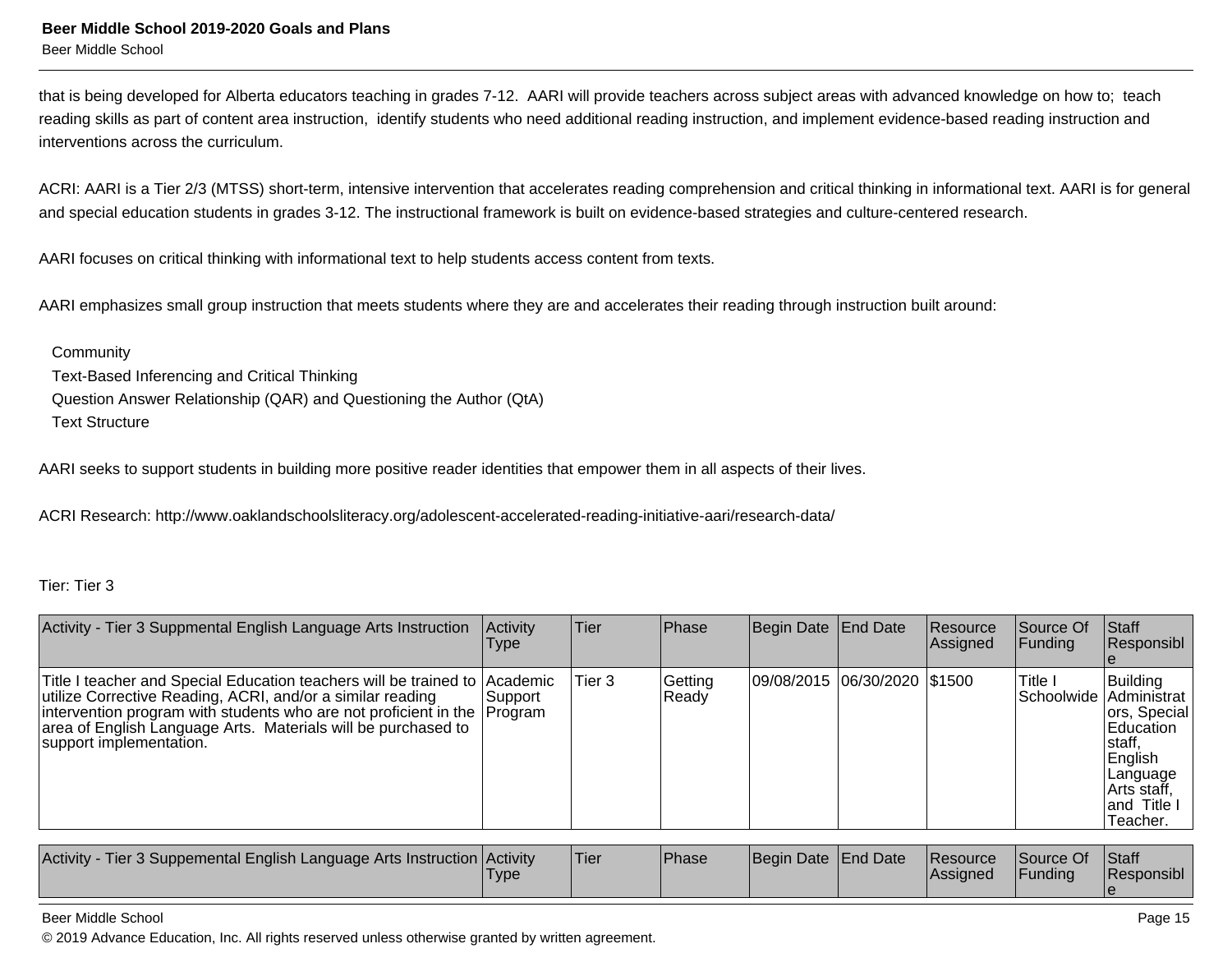that is being developed for Alberta educators teaching in grades 7-12. AARI will provide teachers across subject areas with advanced knowledge on how to; teach reading skills as part of content area instruction, identify students who need additional reading instruction, and implement evidence-based reading instruction and interventions across the curriculum.

ACRI: AARI is a Tier 2/3 (MTSS) short-term, intensive intervention that accelerates reading comprehension and critical thinking in informational text. AARI is for general and special education students in grades 3-12. The instructional framework is built on evidence-based strategies and culture-centered research.

AARI focuses on critical thinking with informational text to help students access content from texts.

AARI emphasizes small group instruction that meets students where they are and accelerates their reading through instruction built around:

Community
Text-Based Inferencing and Critical Thinking
Question Answer Relationship (QAR) and Questioning the Author (QtA)
Text Structure

AARI seeks to support students in building more positive reader identities that empower them in all aspects of their lives.

ACRI Research: http://www.oaklandschoolsliteracy.org/adolescent-accelerated-reading-initiative-aari/research-data/

Tier: Tier 3

| Activity - Tier 3 Suppmental English Language Arts Instruction | Activity Type | Tier | Phase | Begin Date | End Date | Resource Assigned | Source Of Funding | Staff Responsible |
|---|---|---|---|---|---|---|---|---|
| Title I teacher and Special Education teachers will be trained to utilize Corrective Reading, ACRI, and/or a similar reading intervention program with students who are not proficient in the area of English Language Arts. Materials will be purchased to support implementation. | Academic Support Program | Tier 3 | Getting Ready | 09/08/2015 | 06/30/2020 | $1500 | Title I Schoolwide | Building Administrators, Special Education staff, English Language Arts staff, and Title I Teacher. |

| Activity - Tier 3 Suppemental English Language Arts Instruction | Activity Type | Tier | Phase | Begin Date | End Date | Resource Assigned | Source Of Funding | Staff Responsible |
|---|---|---|---|---|---|---|---|---|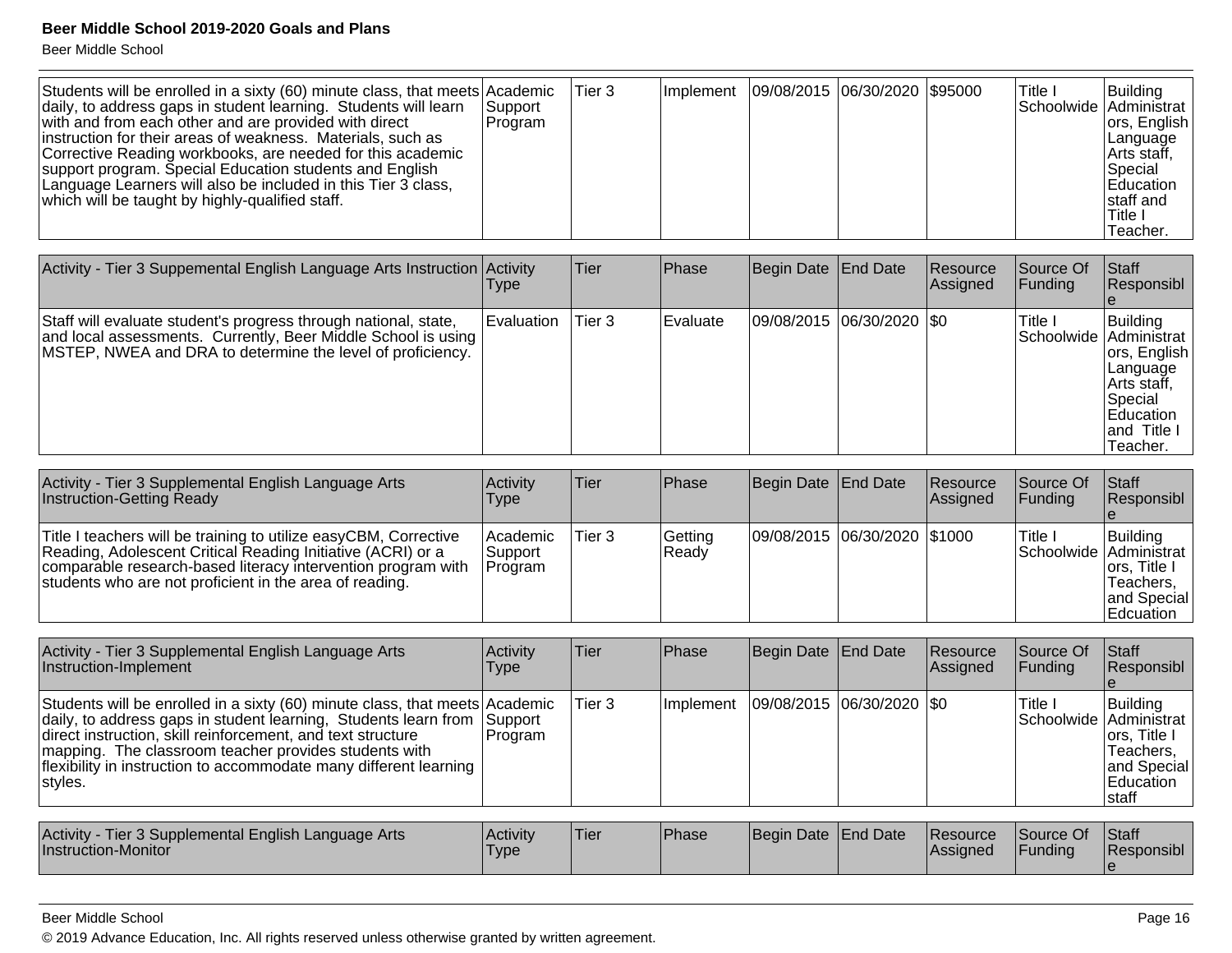| | | | | | | | | |
|---|---|---|---|---|---|---|---|---|
| Students will be enrolled in a sixty (60) minute class, that meets daily, to address gaps in student learning. Students will learn with and from each other and are provided with direct instruction for their areas of weakness. Materials, such as Corrective Reading workbooks, are needed for this academic support program. Special Education students and English Language Learners will also be included in this Tier 3 class, which will be taught by highly-qualified staff. | Academic Support Program | Tier 3 | Implement | 09/08/2015 | 06/30/2020 | $95000 | Title I Schoolwide | Building Administrators, English Language Arts staff, Special Education staff and Title I Teacher. |

| Activity - Tier 3 Suppemental English Language Arts Instruction | Activity Type | Tier | Phase | Begin Date | End Date | Resource Assigned | Source Of Funding | Staff Responsible |
|---|---|---|---|---|---|---|---|---|
| Staff will evaluate student's progress through national, state, and local assessments. Currently, Beer Middle School is using MSTEP, NWEA and DRA to determine the level of proficiency. | Evaluation | Tier 3 | Evaluate | 09/08/2015 | 06/30/2020 | $0 | Title I Schoolwide | Building Administrators, English Language Arts staff, Special Education and Title I Teacher. |

| Activity - Tier 3 Supplemental English Language Arts Instruction-Getting Ready | Activity Type | Tier | Phase | Begin Date | End Date | Resource Assigned | Source Of Funding | Staff Responsible |
|---|---|---|---|---|---|---|---|---|
| Title I teachers will be training to utilize easyCBM, Corrective Reading, Adolescent Critical Reading Initiative (ACRI) or a comparable research-based literacy intervention program with students who are not proficient in the area of reading. | Academic Support Program | Tier 3 | Getting Ready | 09/08/2015 | 06/30/2020 | $1000 | Title I Schoolwide | Building Administrators, Title I Teachers, and Special Edcuation |

| Activity - Tier 3 Supplemental English Language Arts Instruction-Implement | Activity Type | Tier | Phase | Begin Date | End Date | Resource Assigned | Source Of Funding | Staff Responsible |
|---|---|---|---|---|---|---|---|---|
| Students will be enrolled in a sixty (60) minute class, that meets daily, to address gaps in student learning, Students learn from direct instruction, skill reinforcement, and text structure mapping. The classroom teacher provides students with flexibility in instruction to accommodate many different learning styles. | Academic Support Program | Tier 3 | Implement | 09/08/2015 | 06/30/2020 | $0 | Title I Schoolwide | Building Administrators, Title I Teachers, and Special Education staff |

| Activity - Tier 3 Supplemental English Language Arts Instruction-Monitor | Activity Type | Tier | Phase | Begin Date | End Date | Resource Assigned | Source Of Funding | Staff Responsible |
|---|---|---|---|---|---|---|---|---|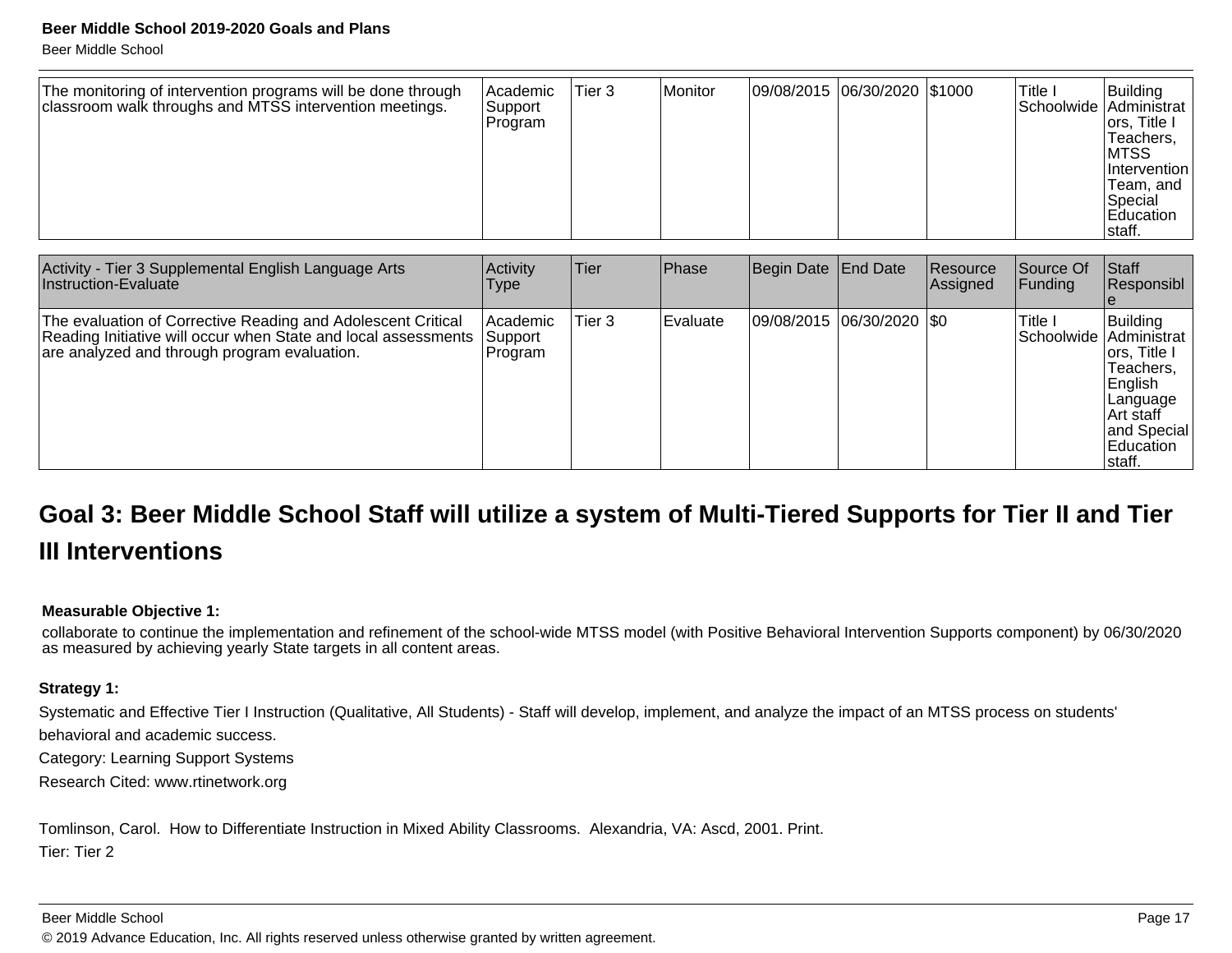| The monitoring of intervention programs will be done through classroom walk throughs and MTSS intervention meetings. | Academic Support Program | Tier 3 | Monitor | 09/08/2015 | 06/30/2020 | $1000 | Title I Schoolwide | Building Administrators, Title I Teachers, MTSS Intervention Team, and Special Education staff. |
|---|---|---|---|---|---|---|---|---|

| Activity - Tier 3 Supplemental English Language Arts Instruction-Evaluate | Activity Type | Tier | Phase | Begin Date | End Date | Resource Assigned | Source Of Funding | Staff Responsible |
|---|---|---|---|---|---|---|---|---|
| The evaluation of Corrective Reading and Adolescent Critical Reading Initiative will occur when State and local assessments are analyzed and through program evaluation. | Academic Support Program | Tier 3 | Evaluate | 09/08/2015 | 06/30/2020 | $0 | Title I Schoolwide | Building Administrators, Title I Teachers, English Language Art staff and Special Education staff. |

## Goal 3: Beer Middle School Staff will utilize a system of Multi-Tiered Supports for Tier II and Tier III Interventions

**Measurable Objective 1:**

collaborate to continue the implementation and refinement of the school-wide MTSS model (with Positive Behavioral Intervention Supports component) by 06/30/2020 as measured by achieving yearly State targets in all content areas.

**Strategy 1:**

Systematic and Effective Tier I Instruction (Qualitative, All Students) - Staff will develop, implement, and analyze the impact of an MTSS process on students' behavioral and academic success.

Category: Learning Support Systems

Research Cited: www.rtinetwork.org

Tomlinson, Carol. How to Differentiate Instruction in Mixed Ability Classrooms. Alexandria, VA: Ascd, 2001. Print.

Tier: Tier 2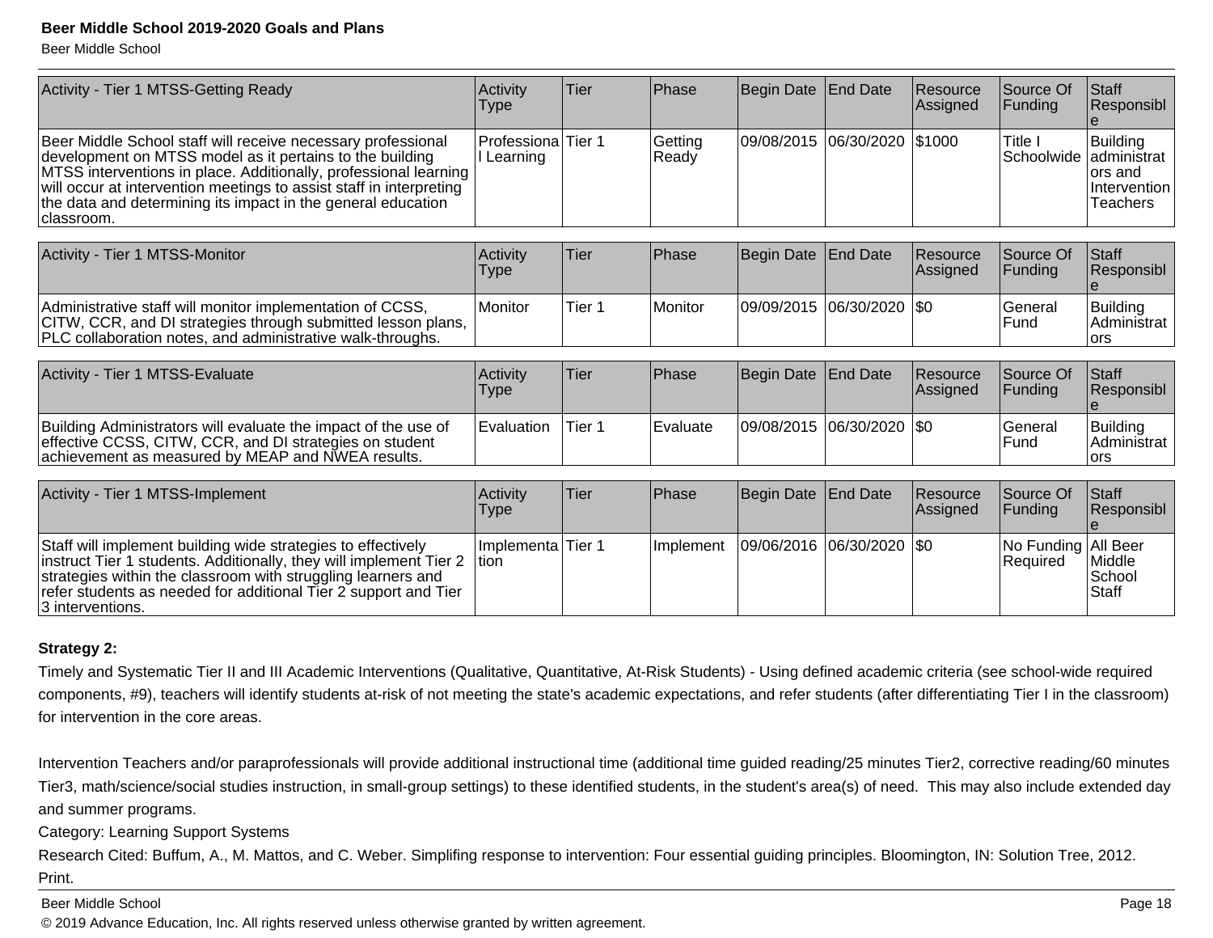| Activity - Tier 1 MTSS-Getting Ready | Activity Type | Tier | Phase | Begin Date | End Date | Resource Assigned | Source Of Funding | Staff Responsible |
|---|---|---|---|---|---|---|---|---|
| Beer Middle School staff will receive necessary professional development on MTSS model as it pertains to the building MTSS interventions in place. Additionally, professional learning will occur at intervention meetings to assist staff in interpreting the data and determining its impact in the general education classroom. | Professional Learning | Tier 1 | Getting Ready | 09/08/2015 | 06/30/2020 | $1000 | Title I Schoolwide | Building administrators and Intervention Teachers |

| Activity - Tier 1 MTSS-Monitor | Activity Type | Tier | Phase | Begin Date | End Date | Resource Assigned | Source Of Funding | Staff Responsible |
|---|---|---|---|---|---|---|---|---|
| Administrative staff will monitor implementation of CCSS, CITW, CCR, and DI strategies through submitted lesson plans, PLC collaboration notes, and administrative walk-throughs. | Monitor | Tier 1 | Monitor | 09/09/2015 | 06/30/2020 | $0 | General Fund | Building Administrators |

| Activity - Tier 1 MTSS-Evaluate | Activity Type | Tier | Phase | Begin Date | End Date | Resource Assigned | Source Of Funding | Staff Responsible |
|---|---|---|---|---|---|---|---|---|
| Building Administrators will evaluate the impact of the use of effective CCSS, CITW, CCR, and DI strategies on student achievement as measured by MEAP and NWEA results. | Evaluation | Tier 1 | Evaluate | 09/08/2015 | 06/30/2020 | $0 | General Fund | Building Administrators |

| Activity - Tier 1 MTSS-Implement | Activity Type | Tier | Phase | Begin Date | End Date | Resource Assigned | Source Of Funding | Staff Responsible |
|---|---|---|---|---|---|---|---|---|
| Staff will implement building wide strategies to effectively instruct Tier 1 students. Additionally, they will implement Tier 2 strategies within the classroom with struggling learners and refer students as needed for additional Tier 2 support and Tier 3 interventions. | Implementation | Tier 1 | Implement | 09/06/2016 | 06/30/2020 | $0 | No Funding Required | All Beer Middle School Staff |

**Strategy 2:**

Timely and Systematic Tier II and III Academic Interventions (Qualitative, Quantitative, At-Risk Students) - Using defined academic criteria (see school-wide required components, #9), teachers will identify students at-risk of not meeting the state's academic expectations, and refer students (after differentiating Tier I in the classroom) for intervention in the core areas.

Intervention Teachers and/or paraprofessionals will provide additional instructional time (additional time guided reading/25 minutes Tier2, corrective reading/60 minutes Tier3, math/science/social studies instruction, in small-group settings) to these identified students, in the student's area(s) of need. This may also include extended day and summer programs.

Category: Learning Support Systems

Research Cited: Buffum, A., M. Mattos, and C. Weber. Simplifing response to intervention: Four essential guiding principles. Bloomington, IN: Solution Tree, 2012. Print.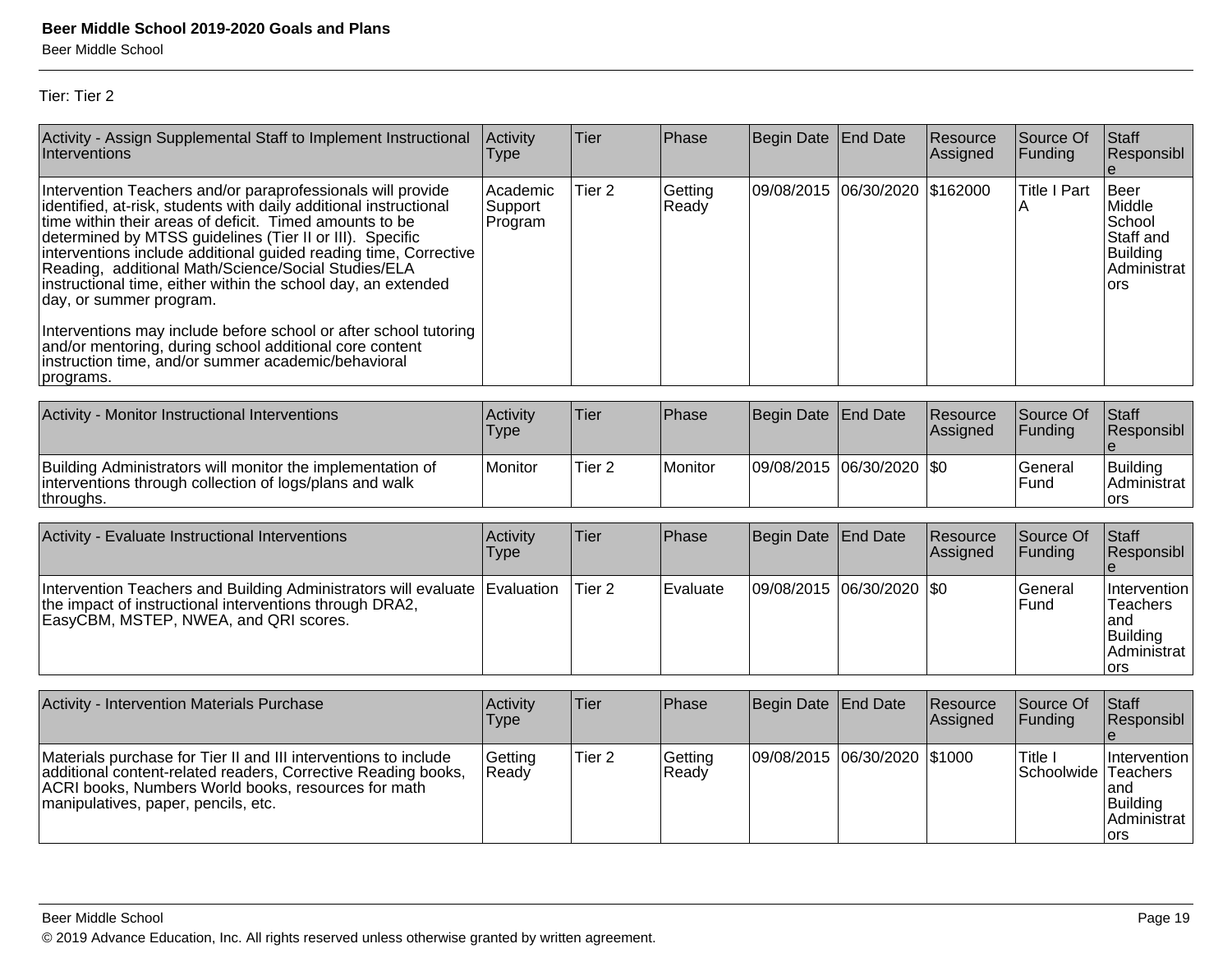Tier: Tier 2

| Activity - Assign Supplemental Staff to Implement Instructional Interventions | Activity Type | Tier | Phase | Begin Date | End Date | Resource Assigned | Source Of Funding | Staff Responsible |
|---|---|---|---|---|---|---|---|---|
| Intervention Teachers and/or paraprofessionals will provide identified, at-risk, students with daily additional instructional time within their areas of deficit. Timed amounts to be determined by MTSS guidelines (Tier II or III). Specific interventions include additional guided reading time, Corrective Reading, additional Math/Science/Social Studies/ELA instructional time, either within the school day, an extended day, or summer program.<br><br>Interventions may include before school or after school tutoring and/or mentoring, during school additional core content instruction time, and/or summer academic/behavioral programs. | Academic Support Program | Tier 2 | Getting Ready | 09/08/2015 | 06/30/2020 | $162000 | Title I Part A | Beer Middle School Staff and Building Administrators |

| Activity - Monitor Instructional Interventions | Activity Type | Tier | Phase | Begin Date | End Date | Resource Assigned | Source Of Funding | Staff Responsible |
|---|---|---|---|---|---|---|---|---|
| Building Administrators will monitor the implementation of interventions through collection of logs/plans and walk throughs. | Monitor | Tier 2 | Monitor | 09/08/2015 | 06/30/2020 | $0 | General Fund | Building Administrators |

| Activity - Evaluate Instructional Interventions | Activity Type | Tier | Phase | Begin Date | End Date | Resource Assigned | Source Of Funding | Staff Responsible |
|---|---|---|---|---|---|---|---|---|
| Intervention Teachers and Building Administrators will evaluate the impact of instructional interventions through DRA2, EasyCBM, MSTEP, NWEA, and QRI scores. | Evaluation | Tier 2 | Evaluate | 09/08/2015 | 06/30/2020 | $0 | General Fund | Intervention Teachers and Building Administrators |

| Activity - Intervention Materials Purchase | Activity Type | Tier | Phase | Begin Date | End Date | Resource Assigned | Source Of Funding | Staff Responsible |
|---|---|---|---|---|---|---|---|---|
| Materials purchase for Tier II and III interventions to include additional content-related readers, Corrective Reading books, ACRI books, Numbers World books, resources for math manipulatives, paper, pencils, etc. | Getting Ready | Tier 2 | Getting Ready | 09/08/2015 | 06/30/2020 | $1000 | Title I Schoolwide | Intervention Teachers and Building Administrators |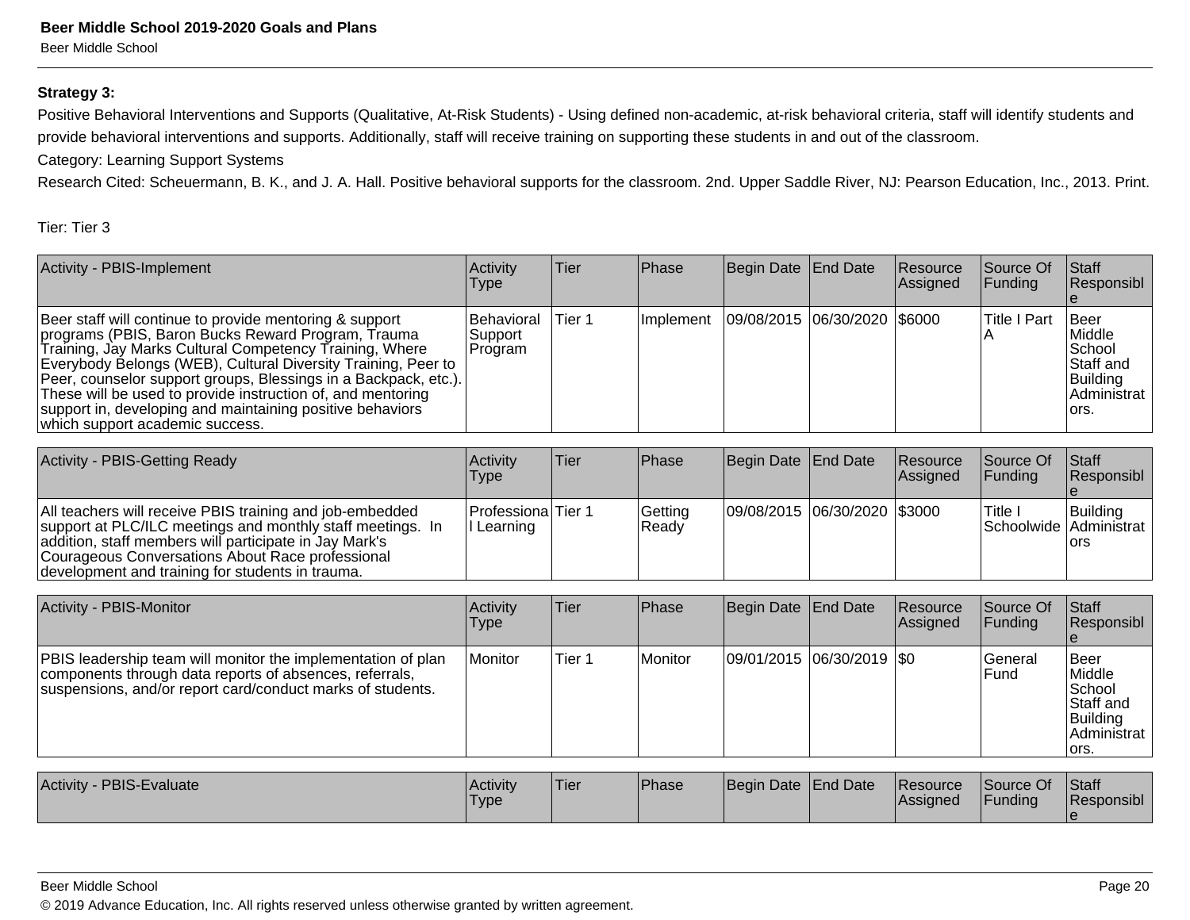**Strategy 3:**

Positive Behavioral Interventions and Supports (Qualitative, At-Risk Students) - Using defined non-academic, at-risk behavioral criteria, staff will identify students and provide behavioral interventions and supports. Additionally, staff will receive training on supporting these students in and out of the classroom.

Category: Learning Support Systems

Research Cited: Scheuermann, B. K., and J. A. Hall. Positive behavioral supports for the classroom. 2nd. Upper Saddle River, NJ: Pearson Education, Inc., 2013. Print.

Tier: Tier 3

| Activity - PBIS-Implement | Activity Type | Tier | Phase | Begin Date | End Date | Resource Assigned | Source Of Funding | Staff Responsible |
|---|---|---|---|---|---|---|---|---|
| Beer staff will continue to provide mentoring & support programs (PBIS, Baron Bucks Reward Program, Trauma Training, Jay Marks Cultural Competency Training, Where Everybody Belongs (WEB), Cultural Diversity Training, Peer to Peer, counselor support groups, Blessings in a Backpack, etc.). These will be used to provide instruction of, and mentoring support in, developing and maintaining positive behaviors which support academic success. | Behavioral Support Program | Tier 1 | Implement | 09/08/2015 | 06/30/2020 | $6000 | Title I Part A | Beer Middle School Staff and Building Administrators. |

| Activity - PBIS-Getting Ready | Activity Type | Tier | Phase | Begin Date | End Date | Resource Assigned | Source Of Funding | Staff Responsible |
|---|---|---|---|---|---|---|---|---|
| All teachers will receive PBIS training and job-embedded support at PLC/ILC meetings and monthly staff meetings. In addition, staff members will participate in Jay Mark's Courageous Conversations About Race professional development and training for students in trauma. | Professional Learning | Tier 1 | Getting Ready | 09/08/2015 | 06/30/2020 | $3000 | Title I Schoolwide | Building Administrators |

| Activity - PBIS-Monitor | Activity Type | Tier | Phase | Begin Date | End Date | Resource Assigned | Source Of Funding | Staff Responsible |
|---|---|---|---|---|---|---|---|---|
| PBIS leadership team will monitor the implementation of plan components through data reports of absences, referrals, suspensions, and/or report card/conduct marks of students. | Monitor | Tier 1 | Monitor | 09/01/2015 | 06/30/2019 | $0 | General Fund | Beer Middle School Staff and Building Administrators. |

| Activity - PBIS-Evaluate | Activity Type | Tier | Phase | Begin Date | End Date | Resource Assigned | Source Of Funding | Staff Responsible |
|---|---|---|---|---|---|---|---|---|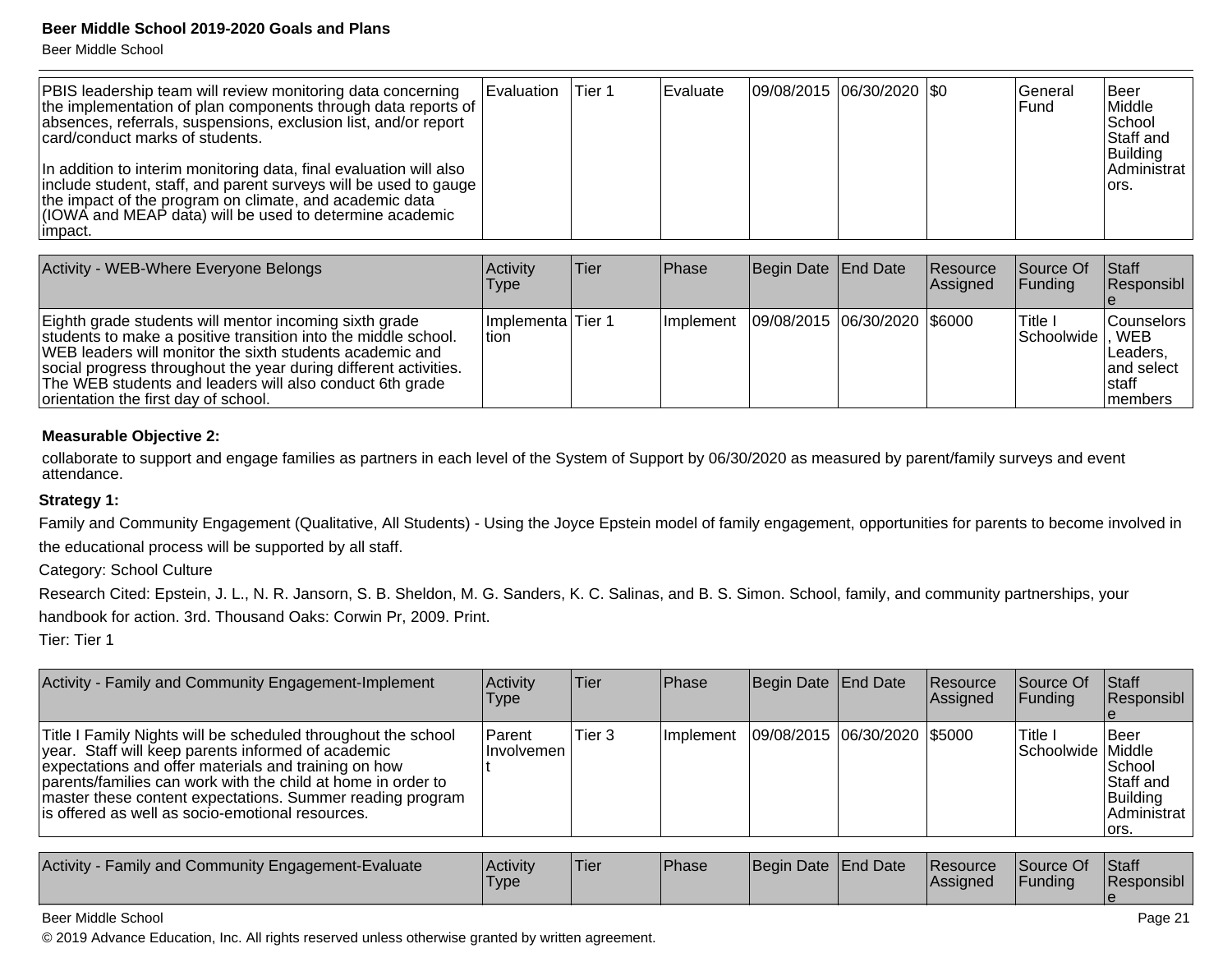| | | | | | | | | |
|---|---|---|---|---|---|---|---|---|
| PBIS leadership team will review monitoring data concerning the implementation of plan components through data reports of absences, referrals, suspensions, exclusion list, and/or report card/conduct marks of students.<br><br>In addition to interim monitoring data, final evaluation will also include student, staff, and parent surveys will be used to gauge the impact of the program on climate, and academic data (IOWA and MEAP data) will be used to determine academic impact. | Evaluation | Tier 1 | Evaluate | 09/08/2015 | 06/30/2020 | $0 | General Fund | Beer Middle School Staff and Building Administrators. |

| Activity - WEB-Where Everyone Belongs | Activity Type | Tier | Phase | Begin Date | End Date | Resource Assigned | Source Of Funding | Staff Responsible |
|---|---|---|---|---|---|---|---|---|
| Eighth grade students will mentor incoming sixth grade students to make a positive transition into the middle school. WEB leaders will monitor the sixth students academic and social progress throughout the year during different activities. The WEB students and leaders will also conduct 6th grade orientation the first day of school. | Implementation | Tier 1 | Implement | 09/08/2015 | 06/30/2020 | $6000 | Title I Schoolwide | Counselors, WEB Leaders, and select staff members |

**Measurable Objective 2:**

collaborate to support and engage families as partners in each level of the System of Support by 06/30/2020 as measured by parent/family surveys and event attendance.

**Strategy 1:**

Family and Community Engagement (Qualitative, All Students) - Using the Joyce Epstein model of family engagement, opportunities for parents to become involved in the educational process will be supported by all staff.

Category: School Culture

Research Cited: Epstein, J. L., N. R. Jansorn, S. B. Sheldon, M. G. Sanders, K. C. Salinas, and B. S. Simon. School, family, and community partnerships, your handbook for action. 3rd. Thousand Oaks: Corwin Pr, 2009. Print.

Tier: Tier 1

| Activity - Family and Community Engagement-Implement | Activity Type | Tier | Phase | Begin Date | End Date | Resource Assigned | Source Of Funding | Staff Responsible |
|---|---|---|---|---|---|---|---|---|
| Title I Family Nights will be scheduled throughout the school year.  Staff will keep parents informed of academic expectations and offer materials and training on how parents/families can work with the child at home in order to master these content expectations. Summer reading program is offered as well as socio-emotional resources. | Parent Involvement | Tier 3 | Implement | 09/08/2015 | 06/30/2020 | $5000 | Title I Schoolwide | Beer Middle School Staff and Building Administrators. |

| Activity - Family and Community Engagement-Evaluate | Activity Type | Tier | Phase | Begin Date | End Date | Resource Assigned | Source Of Funding | Staff Responsible |
|---|---|---|---|---|---|---|---|---|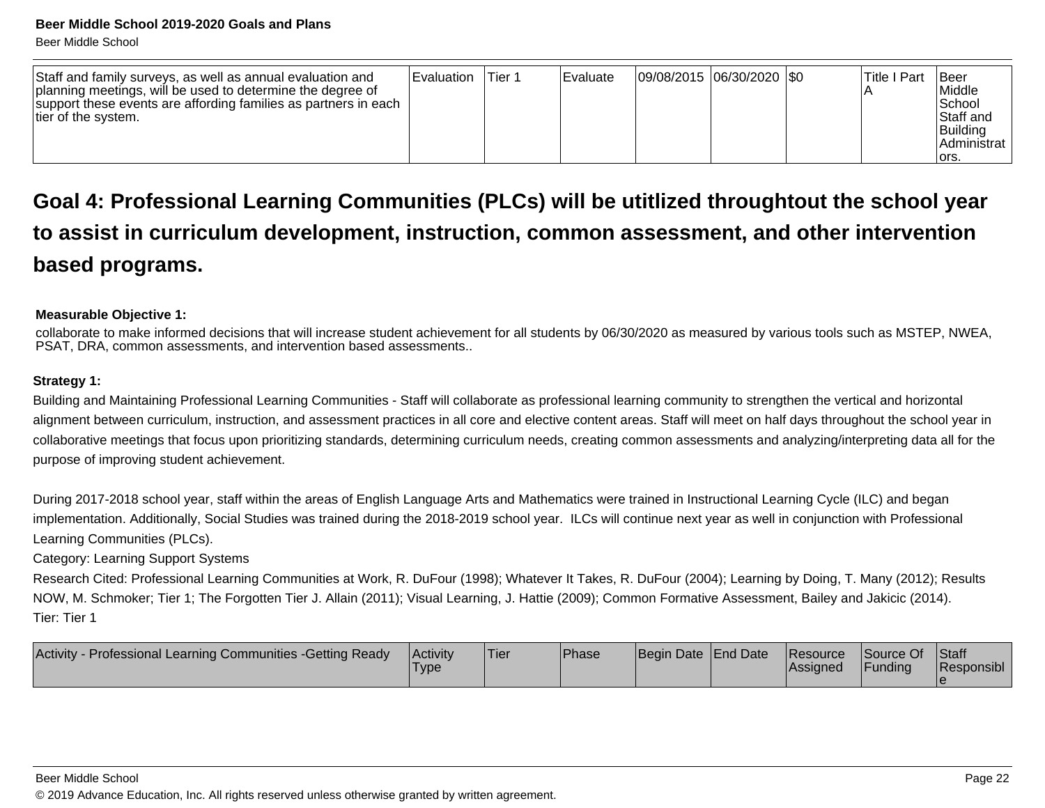| Staff and family surveys, as well as annual evaluation and planning meetings, will be used to determine the degree of support these events are affording families as partners in each tier of the system. | Evaluation | Tier 1 | Evaluate | 09/08/2015 | 06/30/2020 | $0 | Title I Part A | Beer Middle School Staff and Building Administrators. |
|---|---|---|---|---|---|---|---|---|

## Goal 4: Professional Learning Communities (PLCs) will be utitlized throughtout the school year to assist in curriculum development, instruction, common assessment, and other intervention based programs.

**Measurable Objective 1:**

collaborate to make informed decisions that will increase student achievement for all students by 06/30/2020 as measured by various tools such as MSTEP, NWEA, PSAT, DRA, common assessments, and intervention based assessments..

**Strategy 1:**

Building and Maintaining Professional Learning Communities - Staff will collaborate as professional learning community to strengthen the vertical and horizontal alignment between curriculum, instruction, and assessment practices in all core and elective content areas. Staff will meet on half days throughout the school year in collaborative meetings that focus upon prioritizing standards, determining curriculum needs, creating common assessments and analyzing/interpreting data all for the purpose of improving student achievement.

During 2017-2018 school year, staff within the areas of English Language Arts and Mathematics were trained in Instructional Learning Cycle (ILC) and began implementation. Additionally, Social Studies was trained during the 2018-2019 school year. ILCs will continue next year as well in conjunction with Professional Learning Communities (PLCs).

Category: Learning Support Systems

Research Cited: Professional Learning Communities at Work, R. DuFour (1998); Whatever It Takes, R. DuFour (2004); Learning by Doing, T. Many (2012); Results NOW, M. Schmoker; Tier 1; The Forgotten Tier J. Allain (2011); Visual Learning, J. Hattie (2009); Common Formative Assessment, Bailey and Jakicic (2014).

Tier: Tier 1

| Activity - Professional Learning Communities -Getting Ready | Activity Type | Tier | Phase | Begin Date | End Date | Resource Assigned | Source Of Funding | Staff Responsible |
|---|---|---|---|---|---|---|---|---|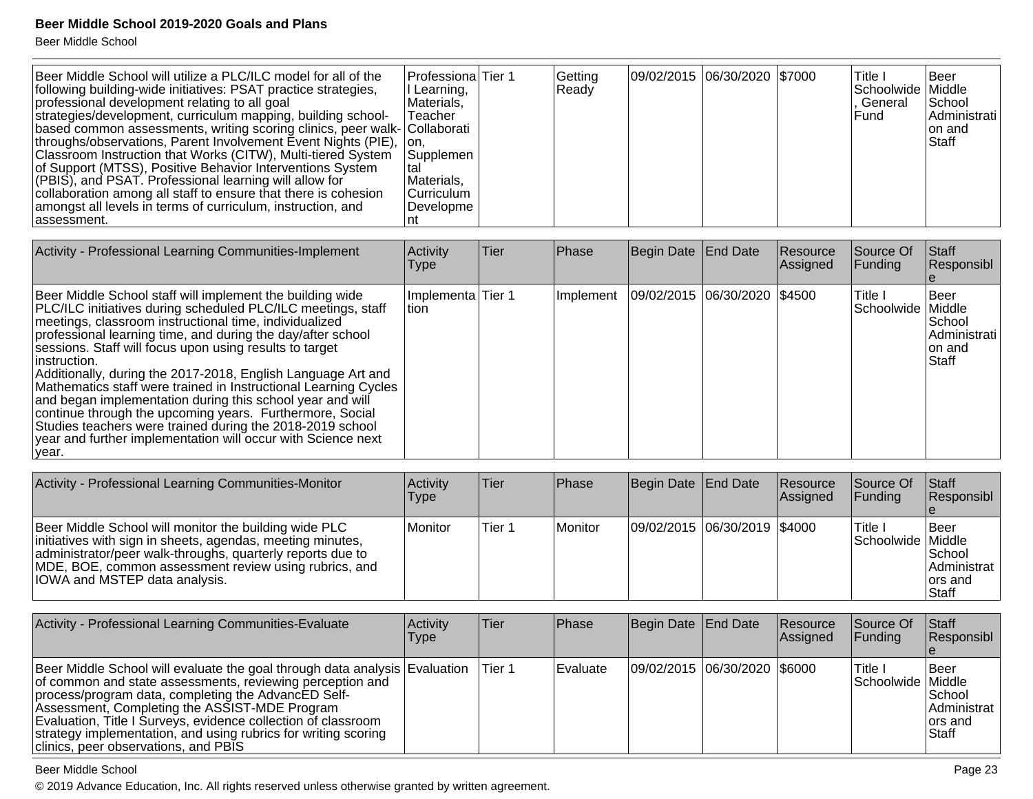| | | | | | | | | |
|---|---|---|---|---|---|---|---|---|
| Beer Middle School will utilize a PLC/ILC model for all of the following building-wide initiatives: PSAT practice strategies, professional development relating to all goal strategies/development, curriculum mapping, building school-based common assessments, writing scoring clinics, peer walk-throughs/observations, Parent Involvement Event Nights (PIE), Classroom Instruction that Works (CITW), Multi-tiered System of Support (MTSS), Positive Behavior Interventions System (PBIS), and PSAT. Professional learning will allow for collaboration among all staff to ensure that there is cohesion amongst all levels in terms of curriculum, instruction, and assessment. | Professional Learning, Materials, Teacher Collaboration, Supplemental Materials, Curriculum Development | Tier 1 | Getting Ready | 09/02/2015 | 06/30/2020 | $7000 | Title I Schoolwide, General Fund | Beer Middle School Administration and Staff |

| Activity - Professional Learning Communities-Implement | Activity Type | Tier | Phase | Begin Date | End Date | Resource Assigned | Source Of Funding | Staff Responsible |
|---|---|---|---|---|---|---|---|---|
| Beer Middle School staff will implement the building wide PLC/ILC initiatives during scheduled PLC/ILC meetings, staff meetings, classroom instructional time, individualized professional learning time, and during the day/after school sessions. Staff will focus upon using results to target instruction.<br>Additionally, during the 2017-2018, English Language Art and Mathematics staff were trained in Instructional Learning Cycles and began implementation during this school year and will continue through the upcoming years. Furthermore, Social Studies teachers were trained during the 2018-2019 school year and further implementation will occur with Science next year. | Implementation | Tier 1 | Implement | 09/02/2015 | 06/30/2020 | $4500 | Title I Schoolwide | Beer Middle School Administration and Staff |

| Activity - Professional Learning Communities-Monitor | Activity Type | Tier | Phase | Begin Date | End Date | Resource Assigned | Source Of Funding | Staff Responsible |
|---|---|---|---|---|---|---|---|---|
| Beer Middle School will monitor the building wide PLC initiatives with sign in sheets, agendas, meeting minutes, administrator/peer walk-throughs, quarterly reports due to MDE, BOE, common assessment review using rubrics, and IOWA and MSTEP data analysis. | Monitor | Tier 1 | Monitor | 09/02/2015 | 06/30/2019 | $4000 | Title I Schoolwide | Beer Middle School Administrators and Staff |

| Activity - Professional Learning Communities-Evaluate | Activity Type | Tier | Phase | Begin Date | End Date | Resource Assigned | Source Of Funding | Staff Responsible |
|---|---|---|---|---|---|---|---|---|
| Beer Middle School will evaluate the goal through data analysis of common and state assessments, reviewing perception and process/program data, completing the AdvancED Self-Assessment, Completing the ASSIST-MDE Program Evaluation, Title I Surveys, evidence collection of classroom strategy implementation, and using rubrics for writing scoring clinics, peer observations, and PBIS | Evaluation | Tier 1 | Evaluate | 09/02/2015 | 06/30/2020 | $6000 | Title I Schoolwide | Beer Middle School Administrators and Staff |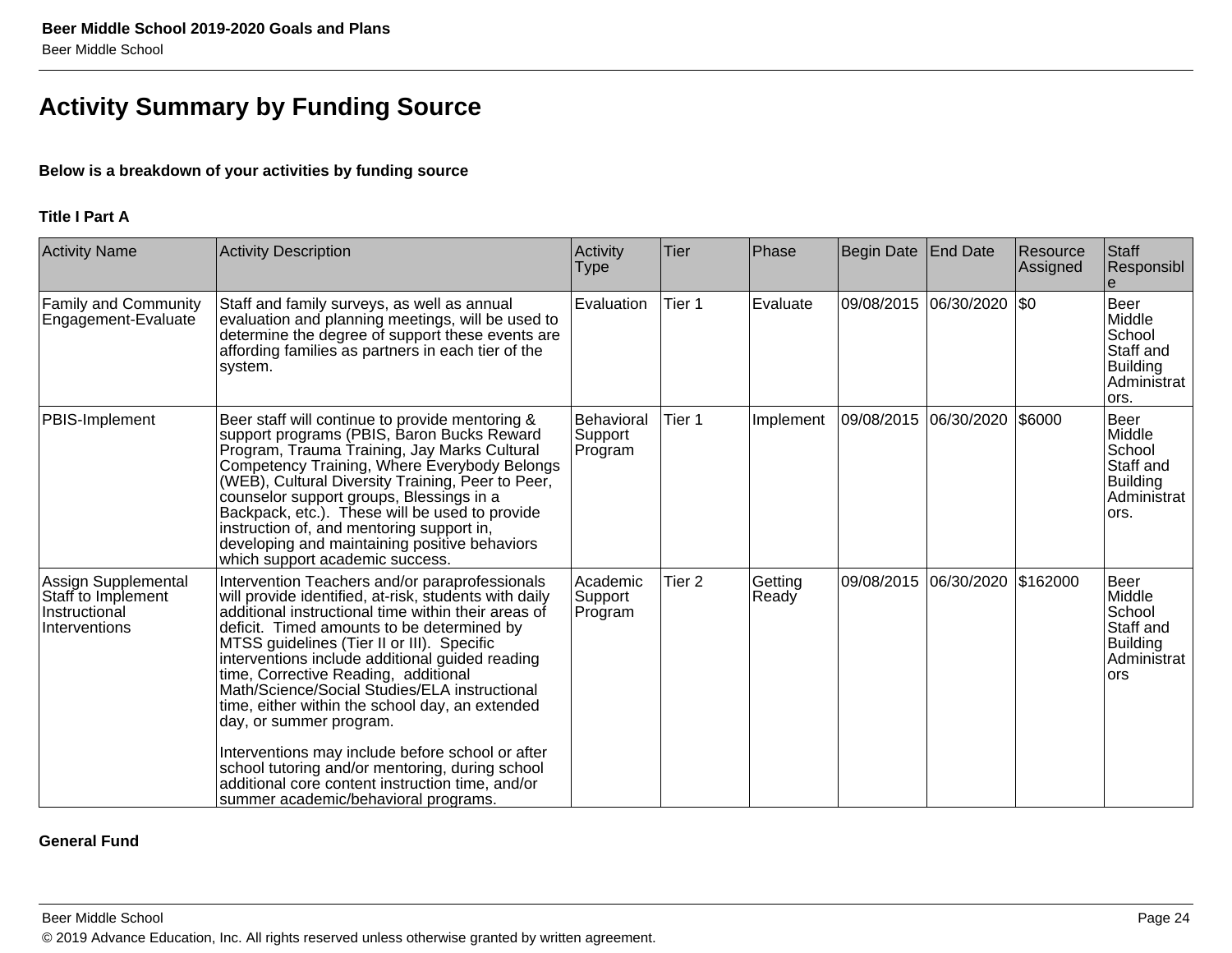## Activity Summary by Funding Source

**Below is a breakdown of your activities by funding source**

**Title I Part A**

| Activity Name | Activity Description | Activity Type | Tier | Phase | Begin Date | End Date | Resource Assigned | Staff Responsible |
|---|---|---|---|---|---|---|---|---|
| Family and Community Engagement-Evaluate | Staff and family surveys, as well as annual evaluation and planning meetings, will be used to determine the degree of support these events are affording families as partners in each tier of the system. | Evaluation | Tier 1 | Evaluate | 09/08/2015 | 06/30/2020 | $0 | Beer Middle School Staff and Building Administrators. |
| PBIS-Implement | Beer staff will continue to provide mentoring & support programs (PBIS, Baron Bucks Reward Program, Trauma Training, Jay Marks Cultural Competency Training, Where Everybody Belongs (WEB), Cultural Diversity Training, Peer to Peer, counselor support groups, Blessings in a Backpack, etc.). These will be used to provide instruction of, and mentoring support in, developing and maintaining positive behaviors which support academic success. | Behavioral Support Program | Tier 1 | Implement | 09/08/2015 | 06/30/2020 | $6000 | Beer Middle School Staff and Building Administrators. |
| Assign Supplemental Staff to Implement Instructional Interventions | Intervention Teachers and/or paraprofessionals will provide identified, at-risk, students with daily additional instructional time within their areas of deficit. Timed amounts to be determined by MTSS guidelines (Tier II or III). Specific interventions include additional guided reading time, Corrective Reading, additional Math/Science/Social Studies/ELA instructional time, either within the school day, an extended day, or summer program.<br><br>Interventions may include before school or after school tutoring and/or mentoring, during school additional core content instruction time, and/or summer academic/behavioral programs. | Academic Support Program | Tier 2 | Getting Ready | 09/08/2015 | 06/30/2020 | $162000 | Beer Middle School Staff and Building Administrators |

**General Fund**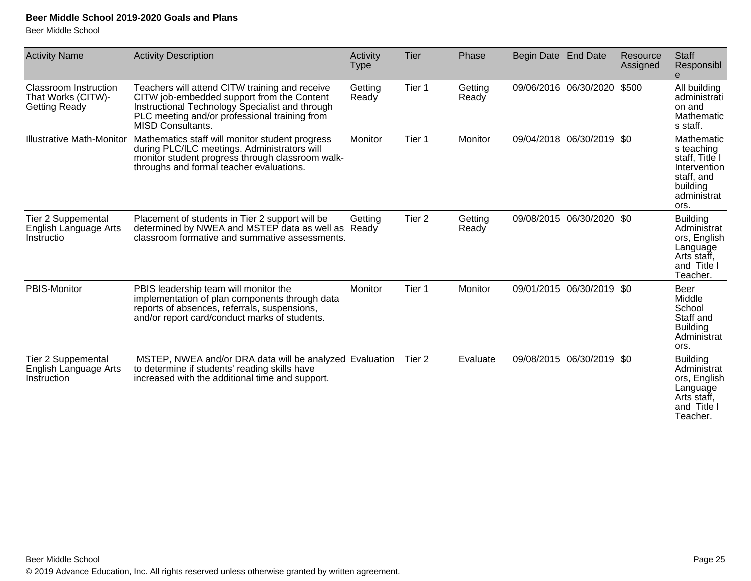| Activity Name | Activity Description | Activity Type | Tier | Phase | Begin Date | End Date | Resource Assigned | Staff Responsible |
| --- | --- | --- | --- | --- | --- | --- | --- | --- |
| Classroom Instruction That Works (CITW)-Getting Ready | Teachers will attend CITW training and receive CITW job-embedded support from the Content Instructional Technology Specialist and through PLC meeting and/or professional training from MISD Consultants. | Getting Ready | Tier 1 | Getting Ready | 09/06/2016 | 06/30/2020 | $500 | All building administration and Mathematics staff. |
| Illustrative Math-Monitor | Mathematics staff will monitor student progress during PLC/ILC meetings. Administrators will monitor student progress through classroom walk-throughs and formal teacher evaluations. | Monitor | Tier 1 | Monitor | 09/04/2018 | 06/30/2019 | $0 | Mathematics teaching staff, Title I Intervention staff, and building administrators. |
| Tier 2 Suppemental English Language Arts Instructio | Placement of students in Tier 2 support will be determined by NWEA and MSTEP data as well as classroom formative and summative assessments. | Getting Ready | Tier 2 | Getting Ready | 09/08/2015 | 06/30/2020 | $0 | Building Administrators, English Language Arts staff, and Title I Teacher. |
| PBIS-Monitor | PBIS leadership team will monitor the implementation of plan components through data reports of absences, referrals, suspensions, and/or report card/conduct marks of students. | Monitor | Tier 1 | Monitor | 09/01/2015 | 06/30/2019 | $0 | Beer Middle School Staff and Building Administrators. |
| Tier 2 Suppemental English Language Arts Instruction | MSTEP, NWEA and/or DRA data will be analyzed to determine if students' reading skills have increased with the additional time and support. | Evaluation | Tier 2 | Evaluate | 09/08/2015 | 06/30/2019 | $0 | Building Administrators, English Language Arts staff, and Title I Teacher. |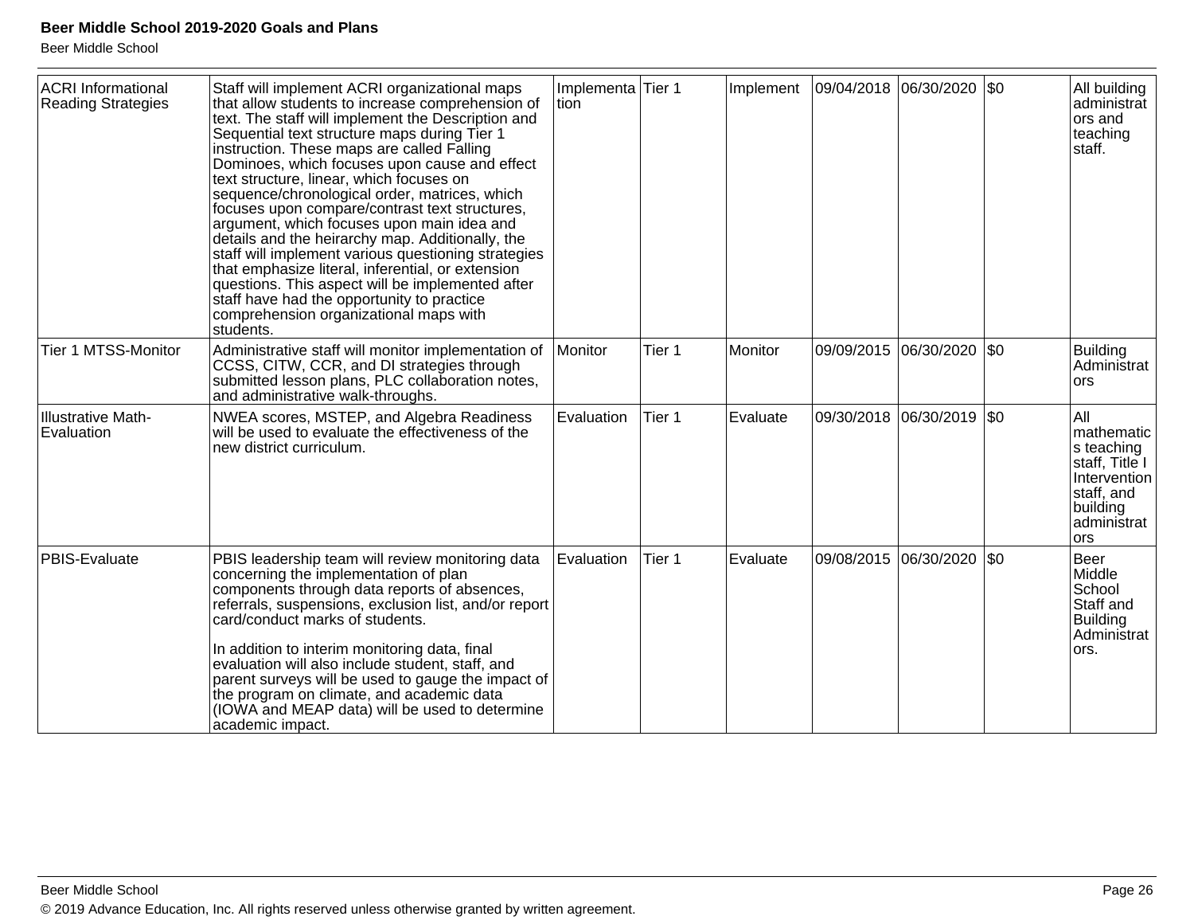| | | | | | | | | |
|---|---|---|---|---|---|---|---|---|
| ACRI Informational Reading Strategies | Staff will implement ACRI organizational maps that allow students to increase comprehension of text. The staff will implement the Description and Sequential text structure maps during Tier 1 instruction. These maps are called Falling Dominoes, which focuses upon cause and effect text structure, linear, which focuses on sequence/chronological order, matrices, which focuses upon compare/contrast text structures, argument, which focuses upon main idea and details and the heirarchy map. Additionally, the staff will implement various questioning strategies that emphasize literal, inferential, or extension questions. This aspect will be implemented after staff have had the opportunity to practice comprehension organizational maps with students. | Implementation | Tier 1 | Implement | 09/04/2018 | 06/30/2020 | $0 | All building administrators and teaching staff. |
| Tier 1 MTSS-Monitor | Administrative staff will monitor implementation of CCSS, CITW, CCR, and DI strategies through submitted lesson plans, PLC collaboration notes, and administrative walk-throughs. | Monitor | Tier 1 | Monitor | 09/09/2015 | 06/30/2020 | $0 | Building Administrators |
| Illustrative Math-Evaluation | NWEA scores, MSTEP, and Algebra Readiness will be used to evaluate the effectiveness of the new district curriculum. | Evaluation | Tier 1 | Evaluate | 09/30/2018 | 06/30/2019 | $0 | All mathematics teaching staff, Title I Intervention staff, and building administrators |
| PBIS-Evaluate | PBIS leadership team will review monitoring data concerning the implementation of plan components through data reports of absences, referrals, suspensions, exclusion list, and/or report card/conduct marks of students.<br><br>In addition to interim monitoring data, final evaluation will also include student, staff, and parent surveys will be used to gauge the impact of the program on climate, and academic data (IOWA and MEAP data) will be used to determine academic impact. | Evaluation | Tier 1 | Evaluate | 09/08/2015 | 06/30/2020 | $0 | Beer Middle School Staff and Building Administrators. |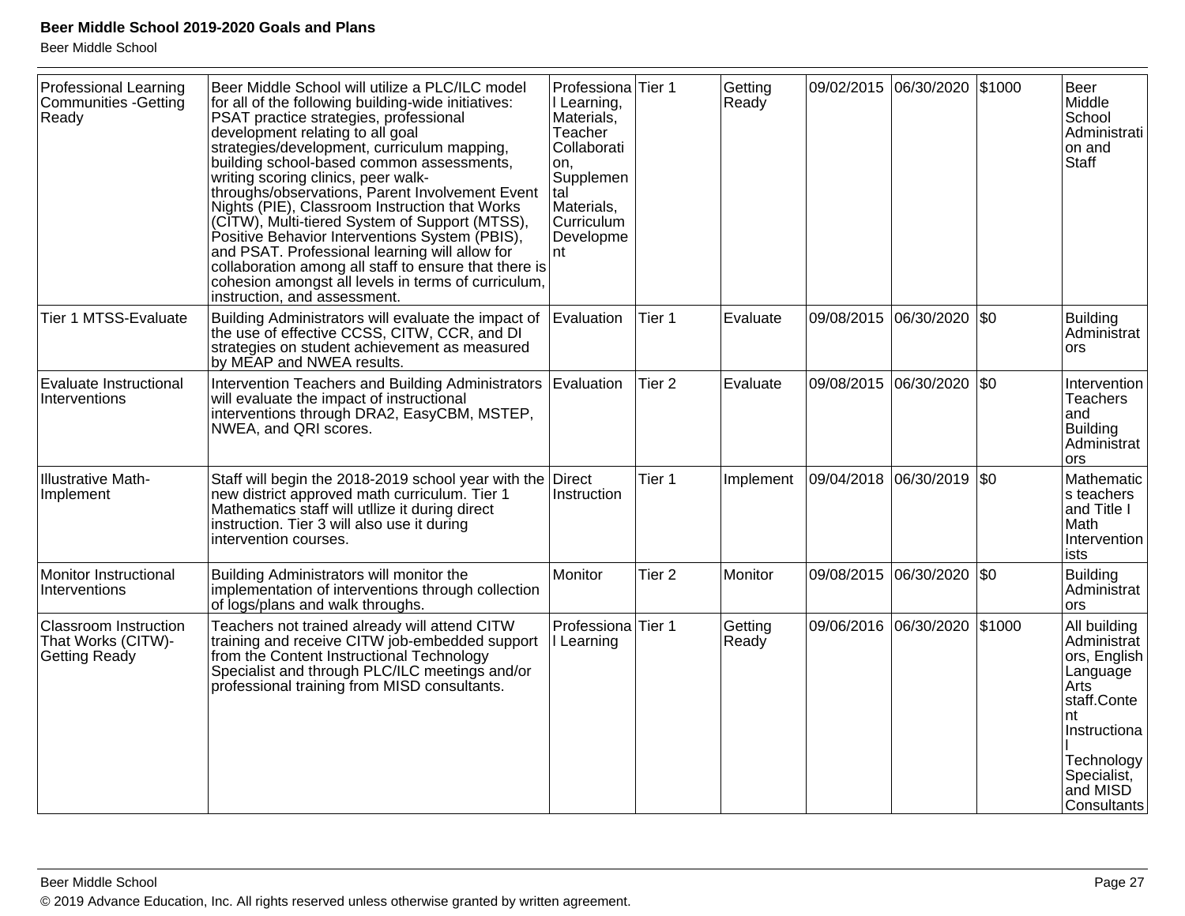| | | | | | | | | |
|---|---|---|---|---|---|---|---|---|
| Professional Learning Communities -Getting Ready | Beer Middle School will utilize a PLC/ILC model for all of the following building-wide initiatives: PSAT practice strategies, professional development relating to all goal strategies/development, curriculum mapping, building school-based common assessments, writing scoring clinics, peer walk-throughs/observations, Parent Involvement Event Nights (PIE), Classroom Instruction that Works (CITW), Multi-tiered System of Support (MTSS), Positive Behavior Interventions System (PBIS), and PSAT. Professional learning will allow for collaboration among all staff to ensure that there is cohesion amongst all levels in terms of curriculum, instruction, and assessment. | Professional Learning, Materials, Teacher Collaboration, Supplemental Materials, Curriculum Development | Tier 1 | Getting Ready | 09/02/2015 | 06/30/2020 | $1000 | Beer Middle School Administration and Staff |
| Tier 1 MTSS-Evaluate | Building Administrators will evaluate the impact of the use of effective CCSS, CITW, CCR, and DI strategies on student achievement as measured by MEAP and NWEA results. | Evaluation | Tier 1 | Evaluate | 09/08/2015 | 06/30/2020 | $0 | Building Administrators |
| Evaluate Instructional Interventions | Intervention Teachers and Building Administrators will evaluate the impact of instructional interventions through DRA2, EasyCBM, MSTEP, NWEA, and QRI scores. | Evaluation | Tier 2 | Evaluate | 09/08/2015 | 06/30/2020 | $0 | Intervention Teachers and Building Administrators |
| Illustrative Math-Implement | Staff will begin the 2018-2019 school year with the new district approved math curriculum. Tier 1 Mathematics staff will utllize it during direct instruction. Tier 3 will also use it during intervention courses. | Direct Instruction | Tier 1 | Implement | 09/04/2018 | 06/30/2019 | $0 | Mathematics teachers and Title I Math Interventionists |
| Monitor Instructional Interventions | Building Administrators will monitor the implementation of interventions through collection of logs/plans and walk throughs. | Monitor | Tier 2 | Monitor | 09/08/2015 | 06/30/2020 | $0 | Building Administrators |
| Classroom Instruction That Works (CITW)-Getting Ready | Teachers not trained already will attend CITW training and receive CITW job-embedded support from the Content Instructional Technology Specialist and through PLC/ILC meetings and/or professional training from MISD consultants. | Professional Learning | Tier 1 | Getting Ready | 09/06/2016 | 06/30/2020 | $1000 | All building Administrators, English Language Arts staff.Content Instructional Technology Specialist, and MISD Consultants |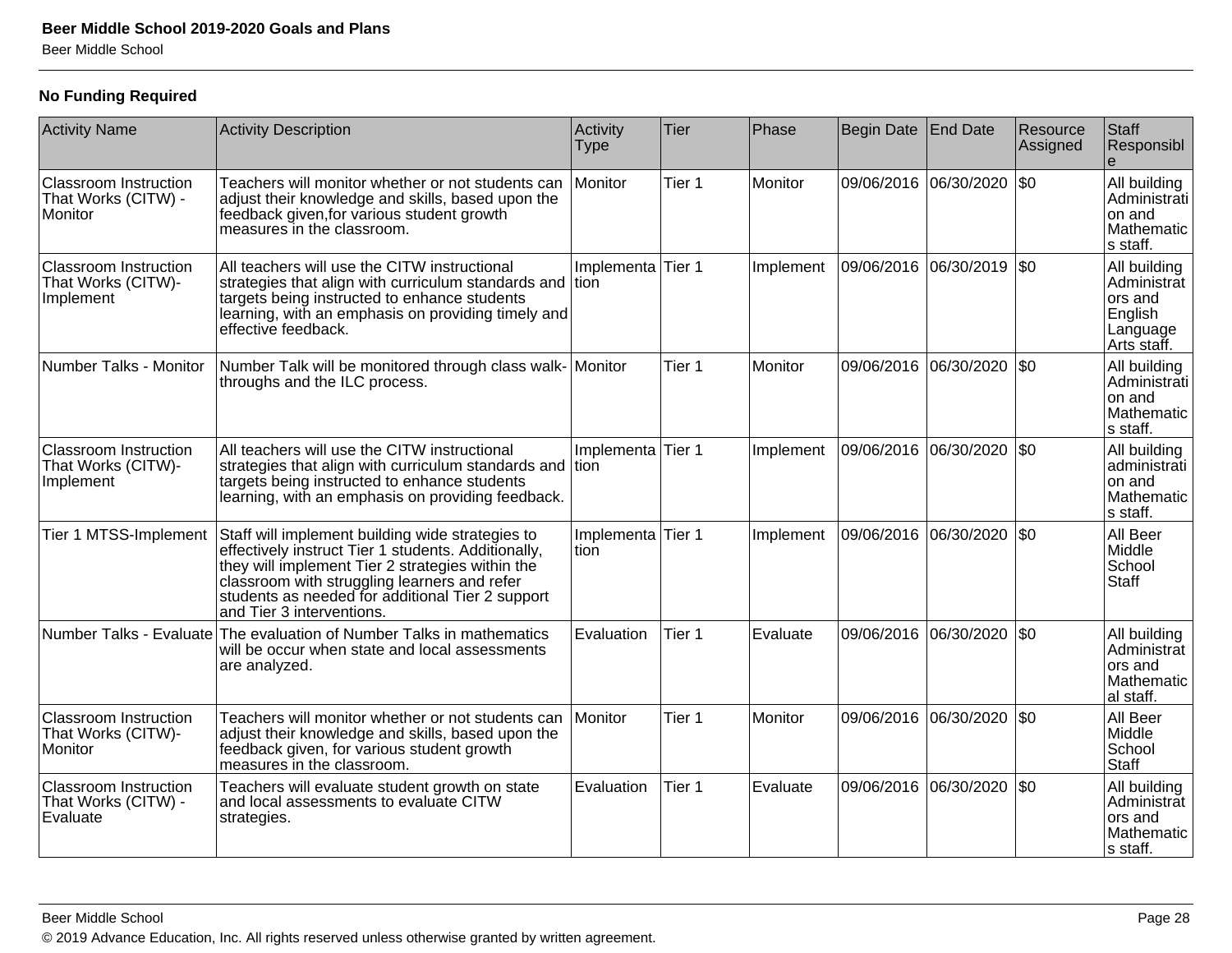**No Funding Required**

| Activity Name | Activity Description | Activity Type | Tier | Phase | Begin Date | End Date | Resource Assigned | Staff Responsible |
|---|---|---|---|---|---|---|---|---|
| Classroom Instruction That Works (CITW) - Monitor | Teachers will monitor whether or not students can adjust their knowledge and skills, based upon the feedback given,for various student growth measures in the classroom. | Monitor | Tier 1 | Monitor | 09/06/2016 | 06/30/2020 | $0 | All building Administration and Mathematics staff. |
| Classroom Instruction That Works (CITW)- Implement | All teachers will use the CITW instructional strategies that align with curriculum standards and targets being instructed to enhance students learning, with an emphasis on providing timely and effective feedback. | Implementation | Tier 1 | Implement | 09/06/2016 | 06/30/2019 | $0 | All building Administrators and English Language Arts staff. |
| Number Talks - Monitor | Number Talk will be monitored through class walk-throughs and the ILC process. | Monitor | Tier 1 | Monitor | 09/06/2016 | 06/30/2020 | $0 | All building Administration and Mathematics staff. |
| Classroom Instruction That Works (CITW)- Implement | All teachers will use the CITW instructional strategies that align with curriculum standards and targets being instructed to enhance students learning, with an emphasis on providing feedback. | Implementation | Tier 1 | Implement | 09/06/2016 | 06/30/2020 | $0 | All building administration and Mathematics staff. |
| Tier 1 MTSS-Implement | Staff will implement building wide strategies to effectively instruct Tier 1 students. Additionally, they will implement Tier 2 strategies within the classroom with struggling learners and refer students as needed for additional Tier 2 support and Tier 3 interventions. | Implementation | Tier 1 | Implement | 09/06/2016 | 06/30/2020 | $0 | All Beer Middle School Staff |
| Number Talks - Evaluate | The evaluation of Number Talks in mathematics will be occur when state and local assessments are analyzed. | Evaluation | Tier 1 | Evaluate | 09/06/2016 | 06/30/2020 | $0 | All building Administrators and Mathematical staff. |
| Classroom Instruction That Works (CITW)- Monitor | Teachers will monitor whether or not students can adjust their knowledge and skills, based upon the feedback given, for various student growth measures in the classroom. | Monitor | Tier 1 | Monitor | 09/06/2016 | 06/30/2020 | $0 | All Beer Middle School Staff |
| Classroom Instruction That Works (CITW) - Evaluate | Teachers will evaluate student growth on state and local assessments to evaluate CITW strategies. | Evaluation | Tier 1 | Evaluate | 09/06/2016 | 06/30/2020 | $0 | All building Administrators and Mathematics staff. |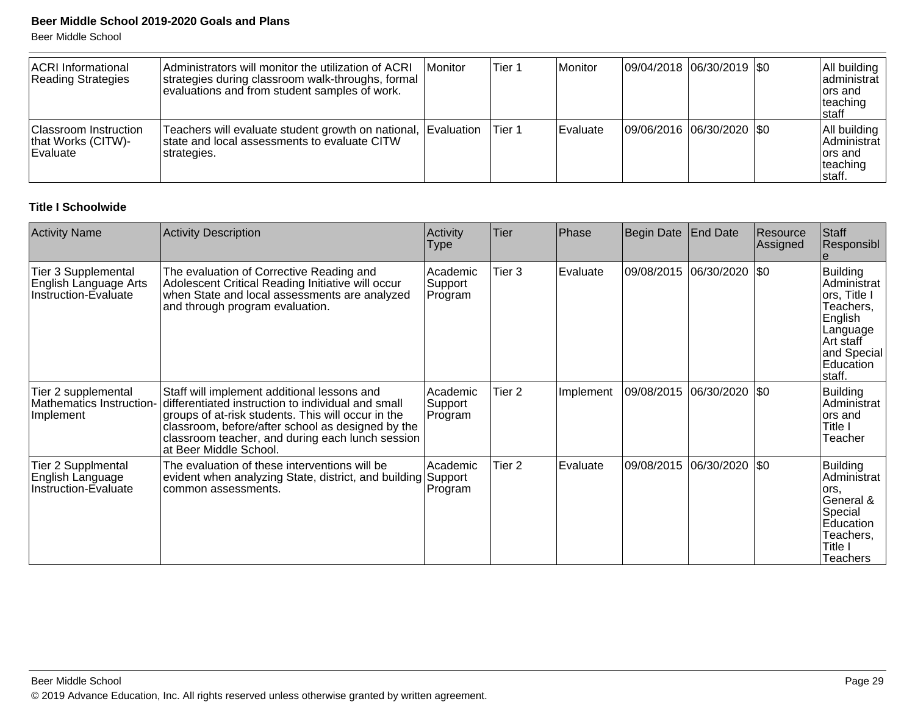| ACRI Informational Reading Strategies | Administrators will monitor the utilization of ACRI strategies during classroom walk-throughs, formal evaluations and from student samples of work. | Monitor | Tier 1 | Monitor | 09/04/2018 | 06/30/2019 | $0 | All building administrators and teaching staff |
|---|---|---|---|---|---|---|---|---|
| Classroom Instruction that Works (CITW)-Evaluate | Teachers will evaluate student growth on national, state and local assessments to evaluate CITW strategies. | Evaluation | Tier 1 | Evaluate | 09/06/2016 | 06/30/2020 | $0 | All building Administrators and teaching staff. |

**Title I Schoolwide**

| Activity Name | Activity Description | Activity Type | Tier | Phase | Begin Date | End Date | Resource Assigned | Staff Responsible |
|---|---|---|---|---|---|---|---|---|
| Tier 3 Supplemental English Language Arts Instruction-Evaluate | The evaluation of Corrective Reading and Adolescent Critical Reading Initiative will occur when State and local assessments are analyzed and through program evaluation. | Academic Support Program | Tier 3 | Evaluate | 09/08/2015 | 06/30/2020 | $0 | Building Administrators, Title I Teachers, English Language Art staff and Special Education staff. |
| Tier 2 supplemental Mathematics Instruction-Implement | Staff will implement additional lessons and differentiated instruction to individual and small groups of at-risk students. This will occur in the classroom, before/after school as designed by the classroom teacher, and during each lunch session at Beer Middle School. | Academic Support Program | Tier 2 | Implement | 09/08/2015 | 06/30/2020 | $0 | Building Administrators and Title I Teacher |
| Tier 2 Supplmental English Language Instruction-Evaluate | The evaluation of these interventions will be evident when analyzing State, district, and building common assessments. | Academic Support Program | Tier 2 | Evaluate | 09/08/2015 | 06/30/2020 | $0 | Building Administrators, General & Special Education Teachers, Title I Teachers |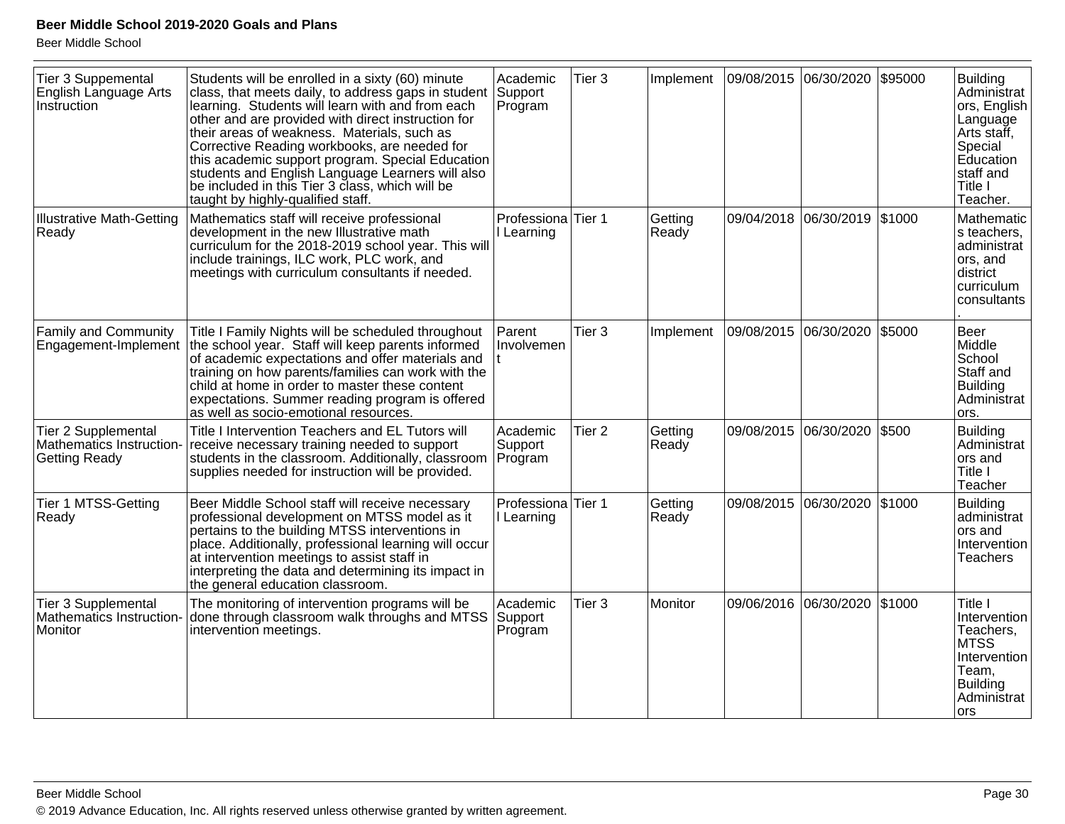| Tier 3 Suppemental English Language Arts Instruction | Students will be enrolled in a sixty (60) minute class, that meets daily, to address gaps in student learning. Students will learn with and from each other and are provided with direct instruction for their areas of weakness. Materials, such as Corrective Reading workbooks, are needed for this academic support program. Special Education students and English Language Learners will also be included in this Tier 3 class, which will be taught by highly-qualified staff. | Academic Support Program | Tier 3 | Implement | 09/08/2015 | 06/30/2020 | $95000 | Building Administrators, English Language Arts staff, Special Education staff and Title I Teacher. |
|---|---|---|---|---|---|---|---|---|
| Illustrative Math-Getting Ready | Mathematics staff will receive professional development in the new Illustrative math curriculum for the 2018-2019 school year. This will include trainings, ILC work, PLC work, and meetings with curriculum consultants if needed. | Professional Learning | Tier 1 | Getting Ready | 09/04/2018 | 06/30/2019 | $1000 | Mathematics teachers, administrators, and district curriculum consultants. |
| Family and Community Engagement-Implement | Title I Family Nights will be scheduled throughout the school year. Staff will keep parents informed of academic expectations and offer materials and training on how parents/families can work with the child at home in order to master these content expectations. Summer reading program is offered as well as socio-emotional resources. | Parent Involvement | Tier 3 | Implement | 09/08/2015 | 06/30/2020 | $5000 | Beer Middle School Staff and Building Administrators. |
| Tier 2 Supplemental Mathematics Instruction-Getting Ready | Title I Intervention Teachers and EL Tutors will receive necessary training needed to support students in the classroom. Additionally, classroom supplies needed for instruction will be provided. | Academic Support Program | Tier 2 | Getting Ready | 09/08/2015 | 06/30/2020 | $500 | Building Administrators and Title I Teacher |
| Tier 1 MTSS-Getting Ready | Beer Middle School staff will receive necessary professional development on MTSS model as it pertains to the building MTSS interventions in place. Additionally, professional learning will occur at intervention meetings to assist staff in interpreting the data and determining its impact in the general education classroom. | Professional Learning | Tier 1 | Getting Ready | 09/08/2015 | 06/30/2020 | $1000 | Building administrators and Intervention Teachers |
| Tier 3 Supplemental Mathematics Instruction-Monitor | The monitoring of intervention programs will be done through classroom walk throughs and MTSS intervention meetings. | Academic Support Program | Tier 3 | Monitor | 09/06/2016 | 06/30/2020 | $1000 | Title I Intervention Teachers, MTSS Intervention Team, Building Administrators |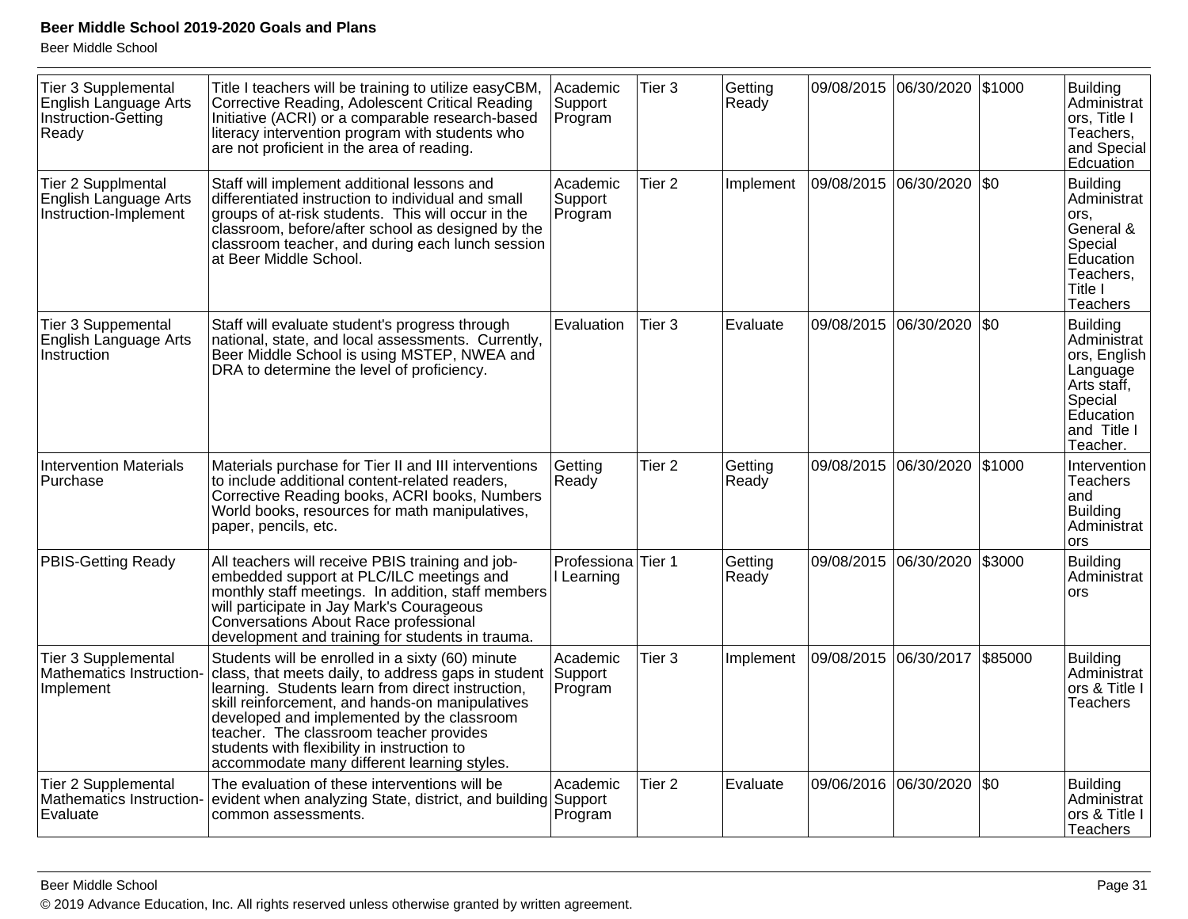| Tier 3 Supplemental English Language Arts Instruction-Getting Ready | Title I teachers will be training to utilize easyCBM, Corrective Reading, Adolescent Critical Reading Initiative (ACRI) or a comparable research-based literacy intervention program with students who are not proficient in the area of reading. | Academic Support Program | Tier 3 | Getting Ready | 09/08/2015 | 06/30/2020 | $1000 | Building Administrators, Title I Teachers, and Special Edcuation |
|---|---|---|---|---|---|---|---|---|
| Tier 2 Supplmental English Language Arts Instruction-Implement | Staff will implement additional lessons and differentiated instruction to individual and small groups of at-risk students. This will occur in the classroom, before/after school as designed by the classroom teacher, and during each lunch session at Beer Middle School. | Academic Support Program | Tier 2 | Implement | 09/08/2015 | 06/30/2020 | $0 | Building Administrators, General & Special Education Teachers, Title I Teachers |
| Tier 3 Suppemental English Language Arts Instruction | Staff will evaluate student's progress through national, state, and local assessments. Currently, Beer Middle School is using MSTEP, NWEA and DRA to determine the level of proficiency. | Evaluation | Tier 3 | Evaluate | 09/08/2015 | 06/30/2020 | $0 | Building Administrators, English Language Arts staff, Special Education and Title I Teacher. |
| Intervention Materials Purchase | Materials purchase for Tier II and III interventions to include additional content-related readers, Corrective Reading books, ACRI books, Numbers World books, resources for math manipulatives, paper, pencils, etc. | Getting Ready | Tier 2 | Getting Ready | 09/08/2015 | 06/30/2020 | $1000 | Intervention Teachers and Building Administrators |
| PBIS-Getting Ready | All teachers will receive PBIS training and job-embedded support at PLC/ILC meetings and monthly staff meetings. In addition, staff members will participate in Jay Mark's Courageous Conversations About Race professional development and training for students in trauma. | Professional Learning | Tier 1 | Getting Ready | 09/08/2015 | 06/30/2020 | $3000 | Building Administrators |
| Tier 3 Supplemental Mathematics Instruction-Implement | Students will be enrolled in a sixty (60) minute class, that meets daily, to address gaps in student learning. Students learn from direct instruction, skill reinforcement, and hands-on manipulatives developed and implemented by the classroom teacher. The classroom teacher provides students with flexibility in instruction to accommodate many different learning styles. | Academic Support Program | Tier 3 | Implement | 09/08/2015 | 06/30/2017 | $85000 | Building Administrators & Title I Teachers |
| Tier 2 Supplemental Mathematics Instruction-Evaluate | The evaluation of these interventions will be evident when analyzing State, district, and building common assessments. | Academic Support Program | Tier 2 | Evaluate | 09/06/2016 | 06/30/2020 | $0 | Building Administrators & Title I Teachers |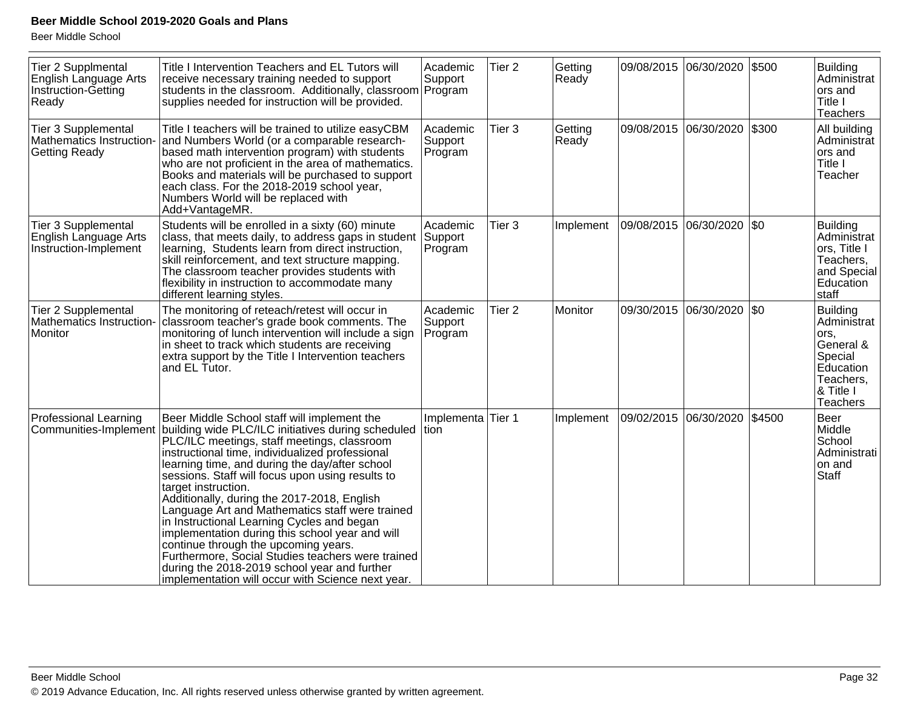| Tier 2 Supplmental English Language Arts Instruction-Getting Ready | Title I Intervention Teachers and EL Tutors will receive necessary training needed to support students in the classroom. Additionally, classroom supplies needed for instruction will be provided. | Academic Support Program | Tier 2 | Getting Ready | 09/08/2015 | 06/30/2020 | $500 | Building Administrators and Title I Teachers |
|---|---|---|---|---|---|---|---|---|
| Tier 3 Supplemental Mathematics Instruction-Getting Ready | Title I teachers will be trained to utilize easyCBM and Numbers World (or a comparable research-based math intervention program) with students who are not proficient in the area of mathematics. Books and materials will be purchased to support each class. For the 2018-2019 school year, Numbers World will be replaced with Add+VantageMR. | Academic Support Program | Tier 3 | Getting Ready | 09/08/2015 | 06/30/2020 | $300 | All building Administrators and Title I Teacher |
| Tier 3 Supplemental English Language Arts Instruction-Implement | Students will be enrolled in a sixty (60) minute class, that meets daily, to address gaps in student learning, Students learn from direct instruction, skill reinforcement, and text structure mapping. The classroom teacher provides students with flexibility in instruction to accommodate many different learning styles. | Academic Support Program | Tier 3 | Implement | 09/08/2015 | 06/30/2020 | $0 | Building Administrators, Title I Teachers, and Special Education staff |
| Tier 2 Supplemental Mathematics Instruction-Monitor | The monitoring of reteach/retest will occur in classroom teacher's grade book comments. The monitoring of lunch intervention will include a sign in sheet to track which students are receiving extra support by the Title I Intervention teachers and EL Tutor. | Academic Support Program | Tier 2 | Monitor | 09/30/2015 | 06/30/2020 | $0 | Building Administrators, General & Special Education Teachers, & Title I Teachers |
| Professional Learning Communities-Implement | Beer Middle School staff will implement the building wide PLC/ILC initiatives during scheduled PLC/ILC meetings, staff meetings, classroom instructional time, individualized professional learning time, and during the day/after school sessions. Staff will focus upon using results to target instruction. Additionally, during the 2017-2018, English Language Art and Mathematics staff were trained in Instructional Learning Cycles and began implementation during this school year and will continue through the upcoming years. Furthermore, Social Studies teachers were trained during the 2018-2019 school year and further implementation will occur with Science next year. | Implementation | Tier 1 | Implement | 09/02/2015 | 06/30/2020 | $4500 | Beer Middle School Administration and Staff |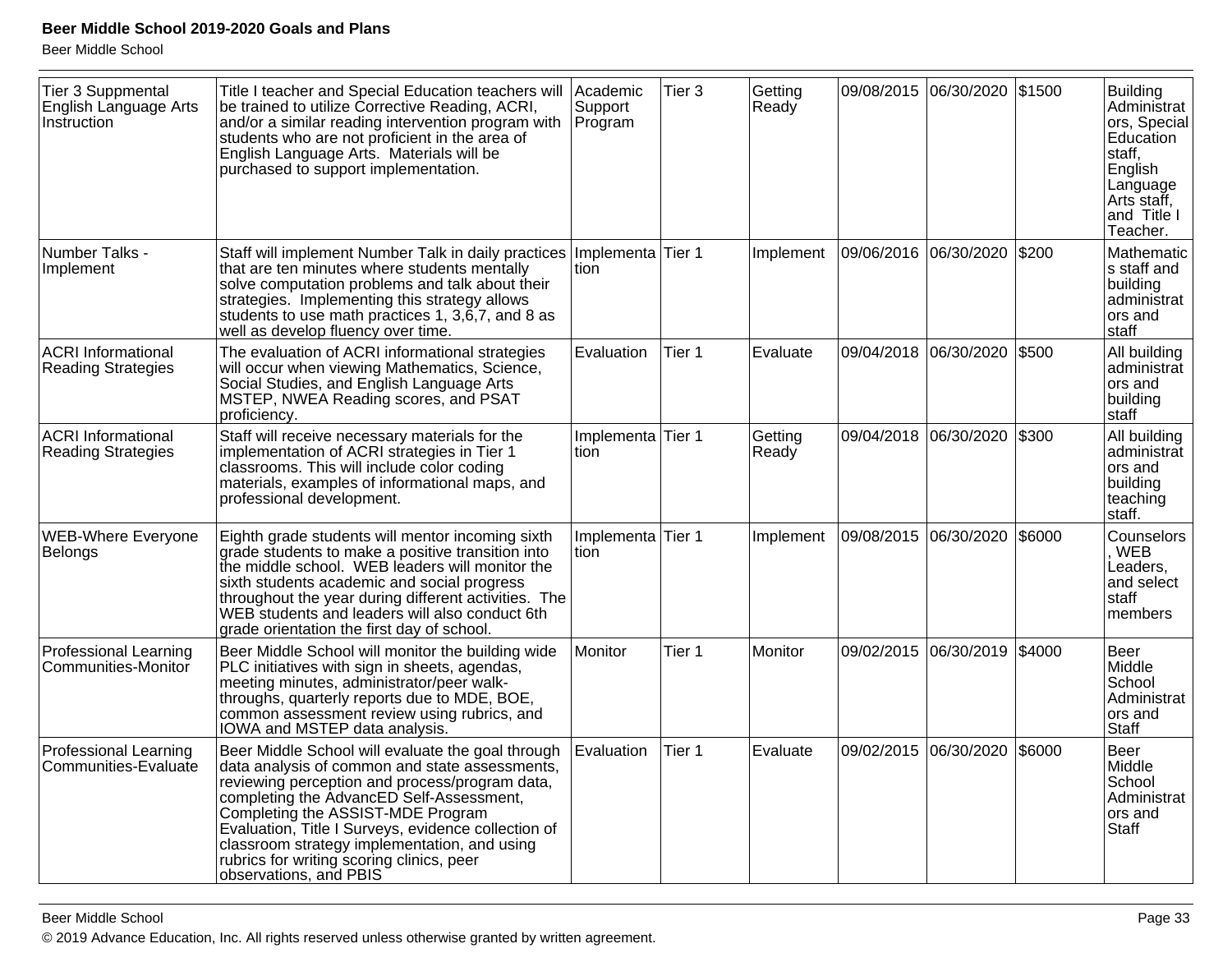| Tier 3 Suppmental English Language Arts Instruction | Title I teacher and Special Education teachers will be trained to utilize Corrective Reading, ACRI, and/or a similar reading intervention program with students who are not proficient in the area of English Language Arts. Materials will be purchased to support implementation. | Academic Support Program | Tier 3 | Getting Ready | 09/08/2015 | 06/30/2020 | $1500 | Building Administrators, Special Education staff, English Language Arts staff, and Title I Teacher. |
|---|---|---|---|---|---|---|---|---|
| Number Talks - Implement | Staff will implement Number Talk in daily practices that are ten minutes where students mentally solve computation problems and talk about their strategies. Implementing this strategy allows students to use math practices 1, 3,6,7, and 8 as well as develop fluency over time. | Implementation | Tier 1 | Implement | 09/06/2016 | 06/30/2020 | $200 | Mathematics staff and building administrators and staff |
| ACRI Informational Reading Strategies | The evaluation of ACRI informational strategies will occur when viewing Mathematics, Science, Social Studies, and English Language Arts MSTEP, NWEA Reading scores, and PSAT proficiency. | Evaluation | Tier 1 | Evaluate | 09/04/2018 | 06/30/2020 | $500 | All building administrators and building staff |
| ACRI Informational Reading Strategies | Staff will receive necessary materials for the implementation of ACRI strategies in Tier 1 classrooms. This will include color coding materials, examples of informational maps, and professional development. | Implementation | Tier 1 | Getting Ready | 09/04/2018 | 06/30/2020 | $300 | All building administrators and building teaching staff. |
| WEB-Where Everyone Belongs | Eighth grade students will mentor incoming sixth grade students to make a positive transition into the middle school. WEB leaders will monitor the sixth students academic and social progress throughout the year during different activities. The WEB students and leaders will also conduct 6th grade orientation the first day of school. | Implementation | Tier 1 | Implement | 09/08/2015 | 06/30/2020 | $6000 | Counselors, WEB Leaders, and select staff members |
| Professional Learning Communities-Monitor | Beer Middle School will monitor the building wide PLC initiatives with sign in sheets, agendas, meeting minutes, administrator/peer walk-throughs, quarterly reports due to MDE, BOE, common assessment review using rubrics, and IOWA and MSTEP data analysis. | Monitor | Tier 1 | Monitor | 09/02/2015 | 06/30/2019 | $4000 | Beer Middle School Administrators and Staff |
| Professional Learning Communities-Evaluate | Beer Middle School will evaluate the goal through data analysis of common and state assessments, reviewing perception and process/program data, completing the AdvancED Self-Assessment, Completing the ASSIST-MDE Program Evaluation, Title I Surveys, evidence collection of classroom strategy implementation, and using rubrics for writing scoring clinics, peer observations, and PBIS | Evaluation | Tier 1 | Evaluate | 09/02/2015 | 06/30/2020 | $6000 | Beer Middle School Administrators and Staff |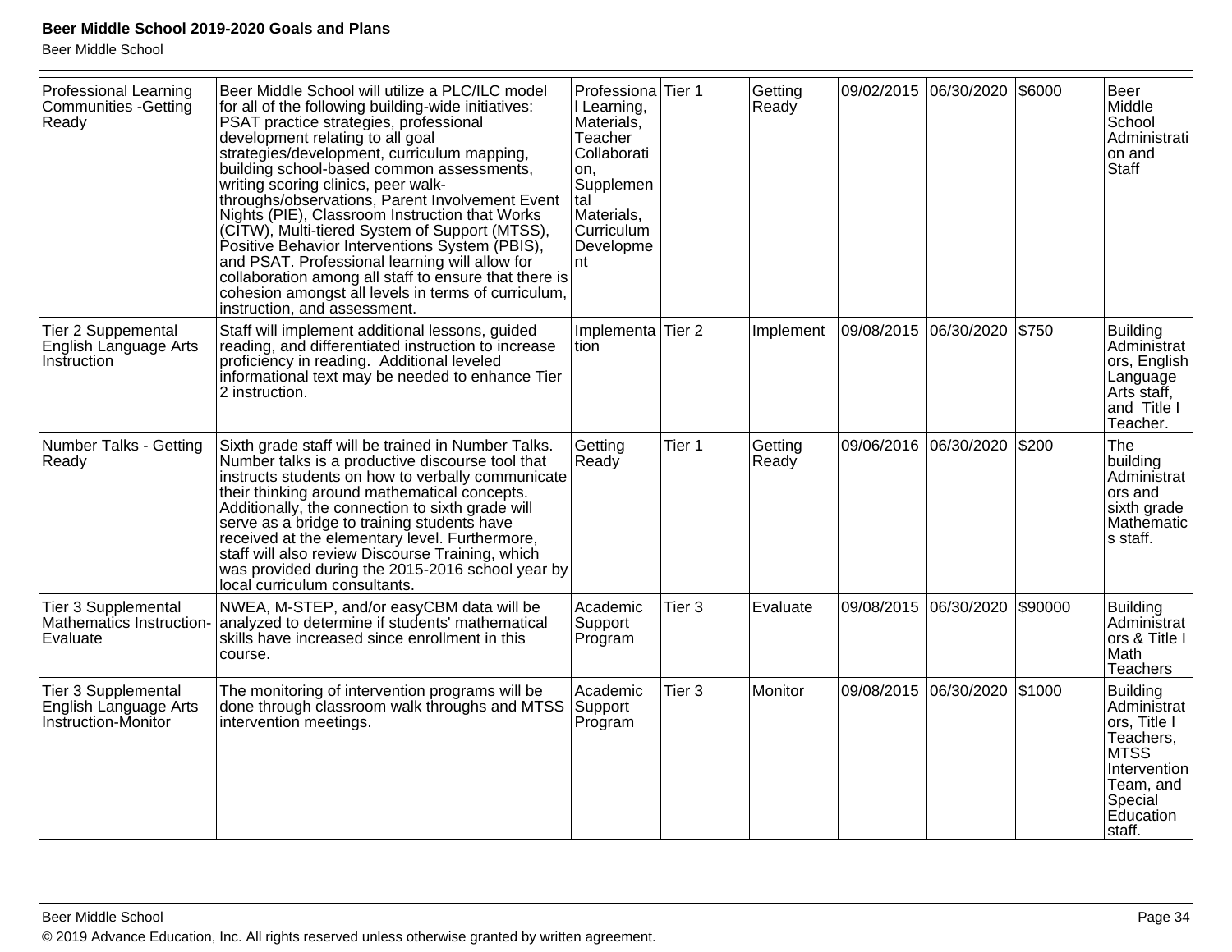| | | | | | | | | |
|---|---|---|---|---|---|---|---|---|
| Professional Learning Communities -Getting Ready | Beer Middle School will utilize a PLC/ILC model for all of the following building-wide initiatives: PSAT practice strategies, professional development relating to all goal strategies/development, curriculum mapping, building school-based common assessments, writing scoring clinics, peer walk-throughs/observations, Parent Involvement Event Nights (PIE), Classroom Instruction that Works (CITW), Multi-tiered System of Support (MTSS), Positive Behavior Interventions System (PBIS), and PSAT. Professional learning will allow for collaboration among all staff to ensure that there is cohesion amongst all levels in terms of curriculum, instruction, and assessment. | Professional Learning, Materials, Teacher Collaboration, Supplemental Materials, Curriculum Development | Tier 1 | Getting Ready | 09/02/2015 | 06/30/2020 | $6000 | Beer Middle School Administration and Staff |
| Tier 2 Suppemental English Language Arts Instruction | Staff will implement additional lessons, guided reading, and differentiated instruction to increase proficiency in reading. Additional leveled informational text may be needed to enhance Tier 2 instruction. | Implementation | Tier 2 | Implement | 09/08/2015 | 06/30/2020 | $750 | Building Administrators, English Language Arts staff, and Title I Teacher. |
| Number Talks - Getting Ready | Sixth grade staff will be trained in Number Talks. Number talks is a productive discourse tool that instructs students on how to verbally communicate their thinking around mathematical concepts. Additionally, the connection to sixth grade will serve as a bridge to training students have received at the elementary level. Furthermore, staff will also review Discourse Training, which was provided during the 2015-2016 school year by local curriculum consultants. | Getting Ready | Tier 1 | Getting Ready | 09/06/2016 | 06/30/2020 | $200 | The building Administrators and sixth grade Mathematics staff. |
| Tier 3 Supplemental Mathematics Instruction-Evaluate | NWEA, M-STEP, and/or easyCBM data will be analyzed to determine if students' mathematical skills have increased since enrollment in this course. | Academic Support Program | Tier 3 | Evaluate | 09/08/2015 | 06/30/2020 | $90000 | Building Administrators & Title I Math Teachers |
| Tier 3 Supplemental English Language Arts Instruction-Monitor | The monitoring of intervention programs will be done through classroom walk throughs and MTSS intervention meetings. | Academic Support Program | Tier 3 | Monitor | 09/08/2015 | 06/30/2020 | $1000 | Building Administrators, Title I Teachers, MTSS Intervention Team, and Special Education staff. |